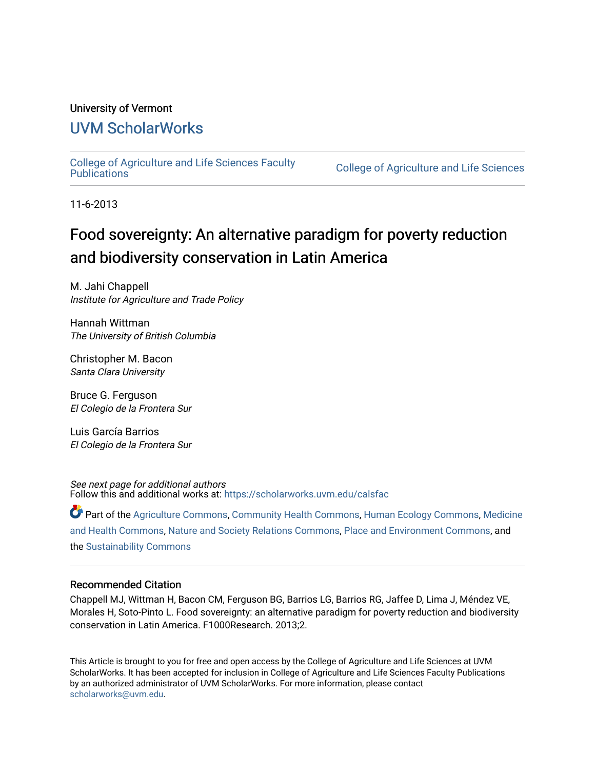University of Vermont

# UVM ScholarWorks

College of Agriculture and Life Sciences Faculty Publications | College of Agriculture and Life Sciences

11-6-2013

# Food sovereignty: An alternative paradigm for poverty reduction and biodiversity conservation in Latin America

M. Jahi Chappell
*Institute for Agriculture and Trade Policy*

Hannah Wittman
*The University of British Columbia*

Christopher M. Bacon
*Santa Clara University*

Bruce G. Ferguson
*El Colegio de la Frontera Sur*

Luis García Barrios
*El Colegio de la Frontera Sur*

*See next page for additional authors*

Follow this and additional works at: https://scholarworks.uvm.edu/calsfac

Part of the Agriculture Commons, Community Health Commons, Human Ecology Commons, Medicine and Health Commons, Nature and Society Relations Commons, Place and Environment Commons, and the Sustainability Commons

## Recommended Citation

Chappell MJ, Wittman H, Bacon CM, Ferguson BG, Barrios LG, Barrios RG, Jaffee D, Lima J, Méndez VE, Morales H, Soto-Pinto L. Food sovereignty: an alternative paradigm for poverty reduction and biodiversity conservation in Latin America. F1000Research. 2013;2.

This Article is brought to you for free and open access by the College of Agriculture and Life Sciences at UVM ScholarWorks. It has been accepted for inclusion in College of Agriculture and Life Sciences Faculty Publications by an authorized administrator of UVM ScholarWorks. For more information, please contact scholarworks@uvm.edu.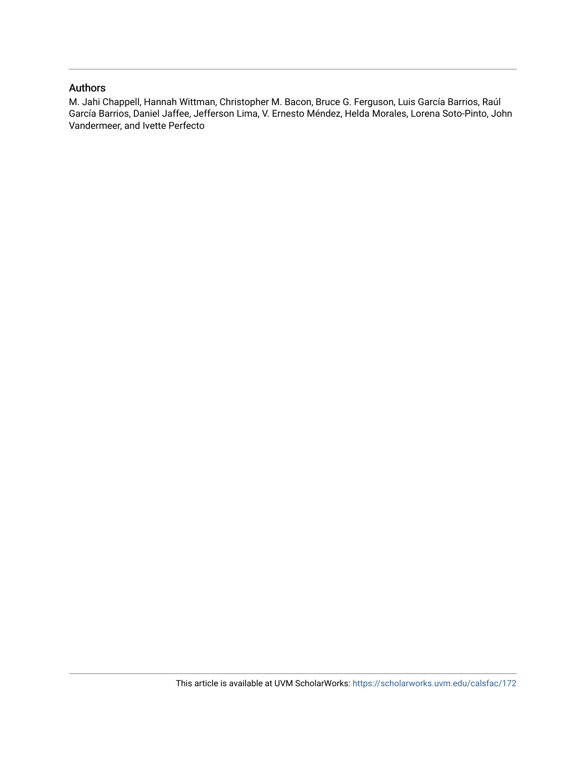## Authors

M. Jahi Chappell, Hannah Wittman, Christopher M. Bacon, Bruce G. Ferguson, Luis García Barrios, Raúl García Barrios, Daniel Jaffee, Jefferson Lima, V. Ernesto Méndez, Helda Morales, Lorena Soto-Pinto, John Vandermeer, and Ivette Perfecto

This article is available at UVM ScholarWorks: https://scholarworks.uvm.edu/calsfac/172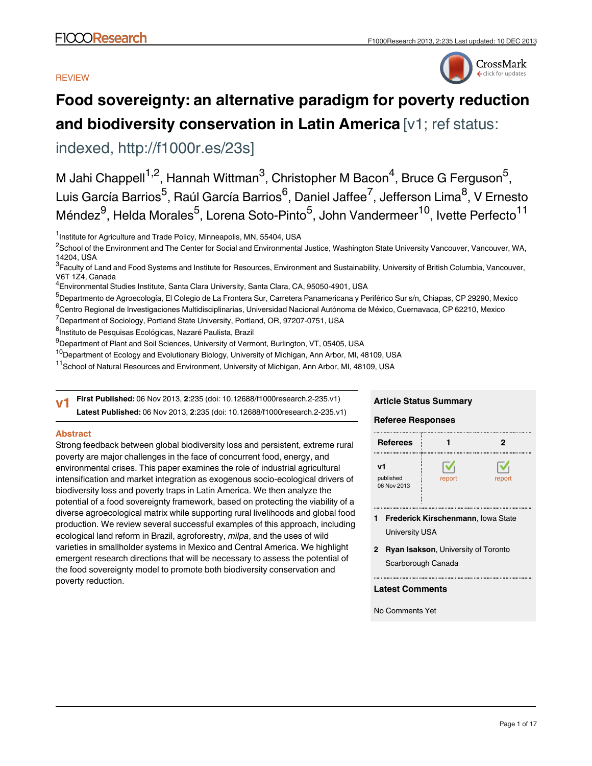REVIEW

# Food sovereignty: an alternative paradigm for poverty reduction and biodiversity conservation in Latin America [v1; ref status: indexed, http://f1000r.es/23s]

M Jahi Chappell[1,2], Hannah Wittman[3], Christopher M Bacon[4], Bruce G Ferguson[5], Luis García Barrios[5], Raúl García Barrios[6], Daniel Jaffee[7], Jefferson Lima[8], V Ernesto Méndez[9], Helda Morales[5], Lorena Soto-Pinto[5], John Vandermeer[10], Ivette Perfecto[11]

[1]Institute for Agriculture and Trade Policy, Minneapolis, MN, 55404, USA
[2]School of the Environment and The Center for Social and Environmental Justice, Washington State University Vancouver, Vancouver, WA, 14204, USA
[3]Faculty of Land and Food Systems and Institute for Resources, Environment and Sustainability, University of British Columbia, Vancouver, V6T 1Z4, Canada
[4]Environmental Studies Institute, Santa Clara University, Santa Clara, CA, 95050-4901, USA
[5]Departmento de Agroecología, El Colegio de La Frontera Sur, Carretera Panamericana y Periférico Sur s/n, Chiapas, CP 29290, Mexico
[6]Centro Regional de Investigaciones Multidisciplinarias, Universidad Nacional Autónoma de México, Cuernavaca, CP 62210, Mexico
[7]Department of Sociology, Portland State University, Portland, OR, 97207-0751, USA
[8]Instituto de Pesquisas Ecológicas, Nazaré Paulista, Brazil
[9]Department of Plant and Soil Sciences, University of Vermont, Burlington, VT, 05405, USA
[10]Department of Ecology and Evolutionary Biology, University of Michigan, Ann Arbor, MI, 48109, USA
[11]School of Natural Resources and Environment, University of Michigan, Ann Arbor, MI, 48109, USA

**v1** **First Published:** 06 Nov 2013, **2**:235 (doi: 10.12688/f1000research.2-235.v1)
**Latest Published:** 06 Nov 2013, **2**:235 (doi: 10.12688/f1000research.2-235.v1)

## Abstract

Strong feedback between global biodiversity loss and persistent, extreme rural poverty are major challenges in the face of concurrent food, energy, and environmental crises. This paper examines the role of industrial agricultural intensification and market integration as exogenous socio-ecological drivers of biodiversity loss and poverty traps in Latin America. We then analyze the potential of a food sovereignty framework, based on protecting the viability of a diverse agroecological matrix while supporting rural livelihoods and global food production. We review several successful examples of this approach, including ecological land reform in Brazil, agroforestry, *milpa*, and the uses of wild varieties in smallholder systems in Mexico and Central America. We highlight emergent research directions that will be necessary to assess the potential of the food sovereignty model to promote both biodiversity conservation and poverty reduction.

**Article Status Summary**

**Referee Responses**

| Referees | 1 | 2 |
|---|---|---|
| **v1** published 06 Nov 2013 | report | report |

1 **Frederick Kirschenmann**, Iowa State University USA

2 **Ryan Isakson**, University of Toronto Scarborough Canada

**Latest Comments**

No Comments Yet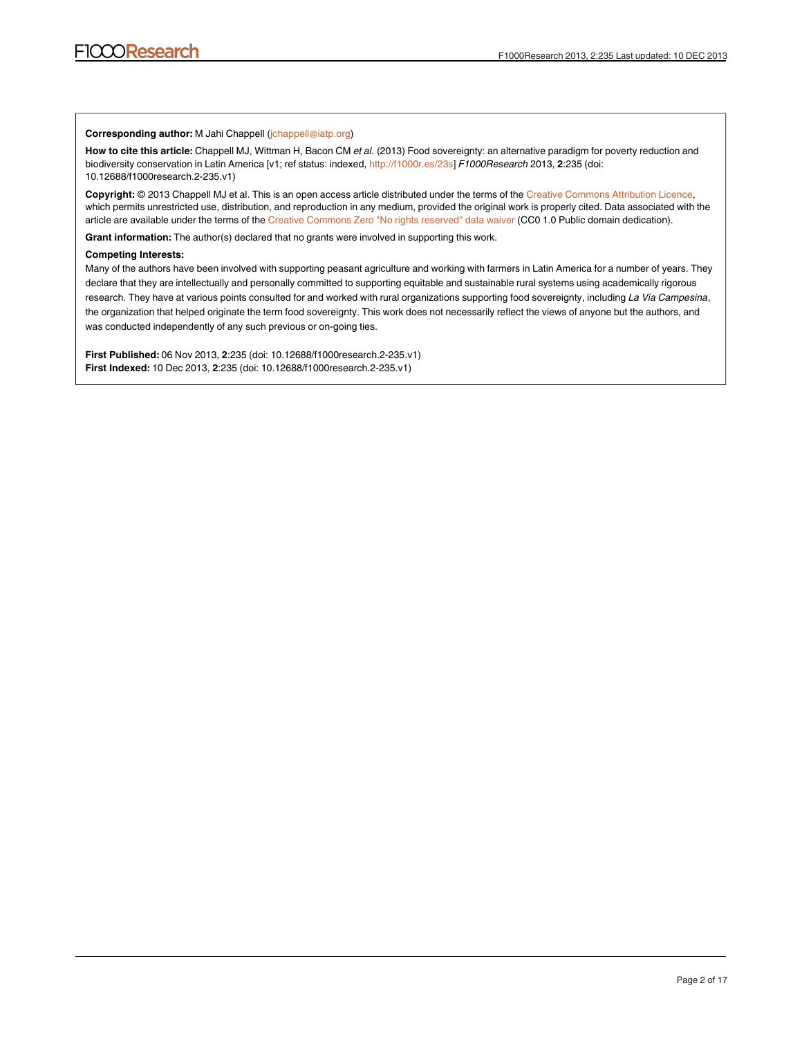**Corresponding author:** M Jahi Chappell (jchappell@iatp.org)

**How to cite this article:** Chappell MJ, Wittman H, Bacon CM *et al.* (2013) Food sovereignty: an alternative paradigm for poverty reduction and biodiversity conservation in Latin America [v1; ref status: indexed, http://f1000r.es/23s] *F1000Research* 2013, **2**:235 (doi: 10.12688/f1000research.2-235.v1)

**Copyright:** © 2013 Chappell MJ et al. This is an open access article distributed under the terms of the Creative Commons Attribution Licence, which permits unrestricted use, distribution, and reproduction in any medium, provided the original work is properly cited. Data associated with the article are available under the terms of the Creative Commons Zero "No rights reserved" data waiver (CC0 1.0 Public domain dedication).

**Grant information:** The author(s) declared that no grants were involved in supporting this work.

**Competing Interests:**

Many of the authors have been involved with supporting peasant agriculture and working with farmers in Latin America for a number of years. They declare that they are intellectually and personally committed to supporting equitable and sustainable rural systems using academically rigorous research. They have at various points consulted for and worked with rural organizations supporting food sovereignty, including *La Vía Campesina*, the organization that helped originate the term food sovereignty. This work does not necessarily reflect the views of anyone but the authors, and was conducted independently of any such previous or on-going ties.

**First Published:** 06 Nov 2013, **2**:235 (doi: 10.12688/f1000research.2-235.v1)
**First Indexed:** 10 Dec 2013, **2**:235 (doi: 10.12688/f1000research.2-235.v1)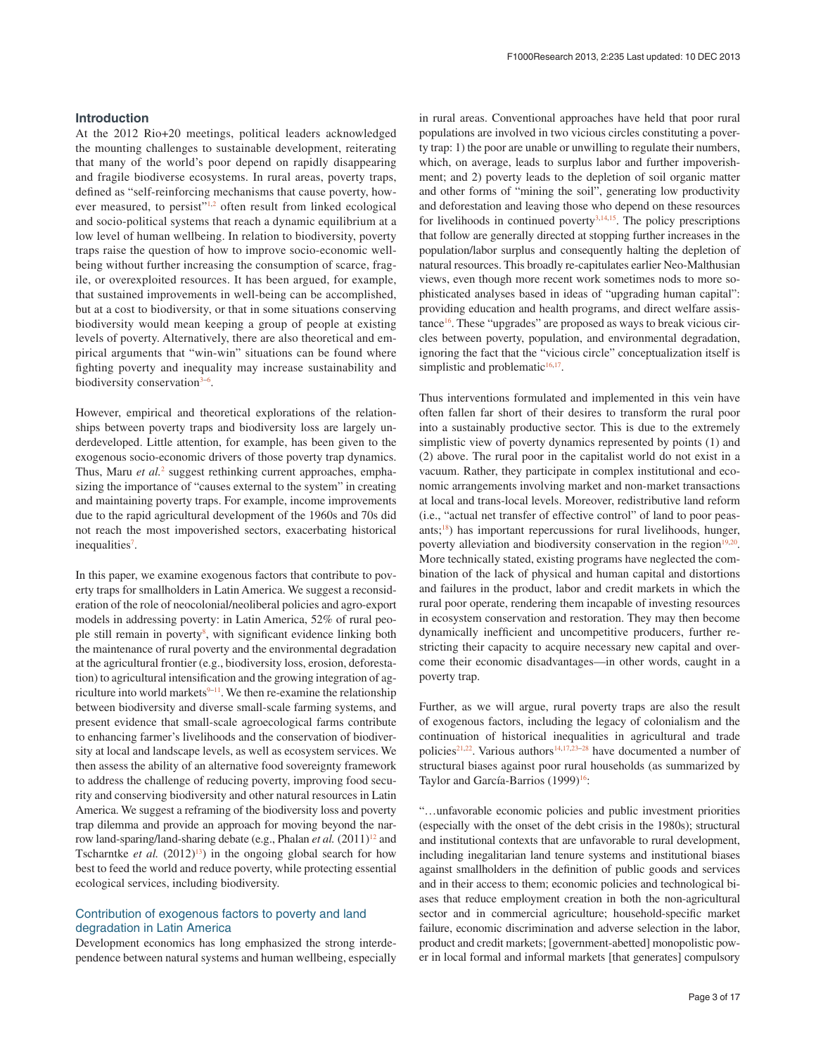## Introduction

At the 2012 Rio+20 meetings, political leaders acknowledged the mounting challenges to sustainable development, reiterating that many of the world's poor depend on rapidly disappearing and fragile biodiverse ecosystems. In rural areas, poverty traps, defined as "self-reinforcing mechanisms that cause poverty, however measured, to persist"[1,2] often result from linked ecological and socio-political systems that reach a dynamic equilibrium at a low level of human wellbeing. In relation to biodiversity, poverty traps raise the question of how to improve socio-economic well-being without further increasing the consumption of scarce, fragile, or overexploited resources. It has been argued, for example, that sustained improvements in well-being can be accomplished, but at a cost to biodiversity, or that in some situations conserving biodiversity would mean keeping a group of people at existing levels of poverty. Alternatively, there are also theoretical and empirical arguments that "win-win" situations can be found where fighting poverty and inequality may increase sustainability and biodiversity conservation[3–6].

However, empirical and theoretical explorations of the relationships between poverty traps and biodiversity loss are largely underdeveloped. Little attention, for example, has been given to the exogenous socio-economic drivers of those poverty trap dynamics. Thus, Maru *et al.*[2] suggest rethinking current approaches, emphasizing the importance of "causes external to the system" in creating and maintaining poverty traps. For example, income improvements due to the rapid agricultural development of the 1960s and 70s did not reach the most impoverished sectors, exacerbating historical inequalities[7].

In this paper, we examine exogenous factors that contribute to poverty traps for smallholders in Latin America. We suggest a reconsideration of the role of neocolonial/neoliberal policies and agro-export models in addressing poverty: in Latin America, 52% of rural people still remain in poverty[8], with significant evidence linking both the maintenance of rural poverty and the environmental degradation at the agricultural frontier (e.g., biodiversity loss, erosion, deforestation) to agricultural intensification and the growing integration of agriculture into world markets[9–11]. We then re-examine the relationship between biodiversity and diverse small-scale farming systems, and present evidence that small-scale agroecological farms contribute to enhancing farmer's livelihoods and the conservation of biodiversity at local and landscape levels, as well as ecosystem services. We then assess the ability of an alternative food sovereignty framework to address the challenge of reducing poverty, improving food security and conserving biodiversity and other natural resources in Latin America. We suggest a reframing of the biodiversity loss and poverty trap dilemma and provide an approach for moving beyond the narrow land-sparing/land-sharing debate (e.g., Phalan *et al.* (2011)[12] and Tscharntke *et al.* (2012)[13]) in the ongoing global search for how best to feed the world and reduce poverty, while protecting essential ecological services, including biodiversity.

### Contribution of exogenous factors to poverty and land degradation in Latin America

Development economics has long emphasized the strong interdependence between natural systems and human wellbeing, especially in rural areas. Conventional approaches have held that poor rural populations are involved in two vicious circles constituting a poverty trap: 1) the poor are unable or unwilling to regulate their numbers, which, on average, leads to surplus labor and further impoverishment; and 2) poverty leads to the depletion of soil organic matter and other forms of "mining the soil", generating low productivity and deforestation and leaving those who depend on these resources for livelihoods in continued poverty[3,14,15]. The policy prescriptions that follow are generally directed at stopping further increases in the population/labor surplus and consequently halting the depletion of natural resources. This broadly re-capitulates earlier Neo-Malthusian views, even though more recent work sometimes nods to more sophisticated analyses based in ideas of "upgrading human capital": providing education and health programs, and direct welfare assistance[16]. These "upgrades" are proposed as ways to break vicious circles between poverty, population, and environmental degradation, ignoring the fact that the "vicious circle" conceptualization itself is simplistic and problematic[16,17].

Thus interventions formulated and implemented in this vein have often fallen far short of their desires to transform the rural poor into a sustainably productive sector. This is due to the extremely simplistic view of poverty dynamics represented by points (1) and (2) above. The rural poor in the capitalist world do not exist in a vacuum. Rather, they participate in complex institutional and economic arrangements involving market and non-market transactions at local and trans-local levels. Moreover, redistributive land reform (i.e., "actual net transfer of effective control" of land to poor peasants;[18]) has important repercussions for rural livelihoods, hunger, poverty alleviation and biodiversity conservation in the region[19,20]. More technically stated, existing programs have neglected the combination of the lack of physical and human capital and distortions and failures in the product, labor and credit markets in which the rural poor operate, rendering them incapable of investing resources in ecosystem conservation and restoration. They may then become dynamically inefficient and uncompetitive producers, further restricting their capacity to acquire necessary new capital and overcome their economic disadvantages—in other words, caught in a poverty trap.

Further, as we will argue, rural poverty traps are also the result of exogenous factors, including the legacy of colonialism and the continuation of historical inequalities in agricultural and trade policies[21,22]. Various authors[14,17,23–28] have documented a number of structural biases against poor rural households (as summarized by Taylor and García-Barrios (1999)[16]:

"…unfavorable economic policies and public investment priorities (especially with the onset of the debt crisis in the 1980s); structural and institutional contexts that are unfavorable to rural development, including inegalitarian land tenure systems and institutional biases against smallholders in the definition of public goods and services and in their access to them; economic policies and technological biases that reduce employment creation in both the non-agricultural sector and in commercial agriculture; household-specific market failure, economic discrimination and adverse selection in the labor, product and credit markets; [government-abetted] monopolistic power in local formal and informal markets [that generates] compulsory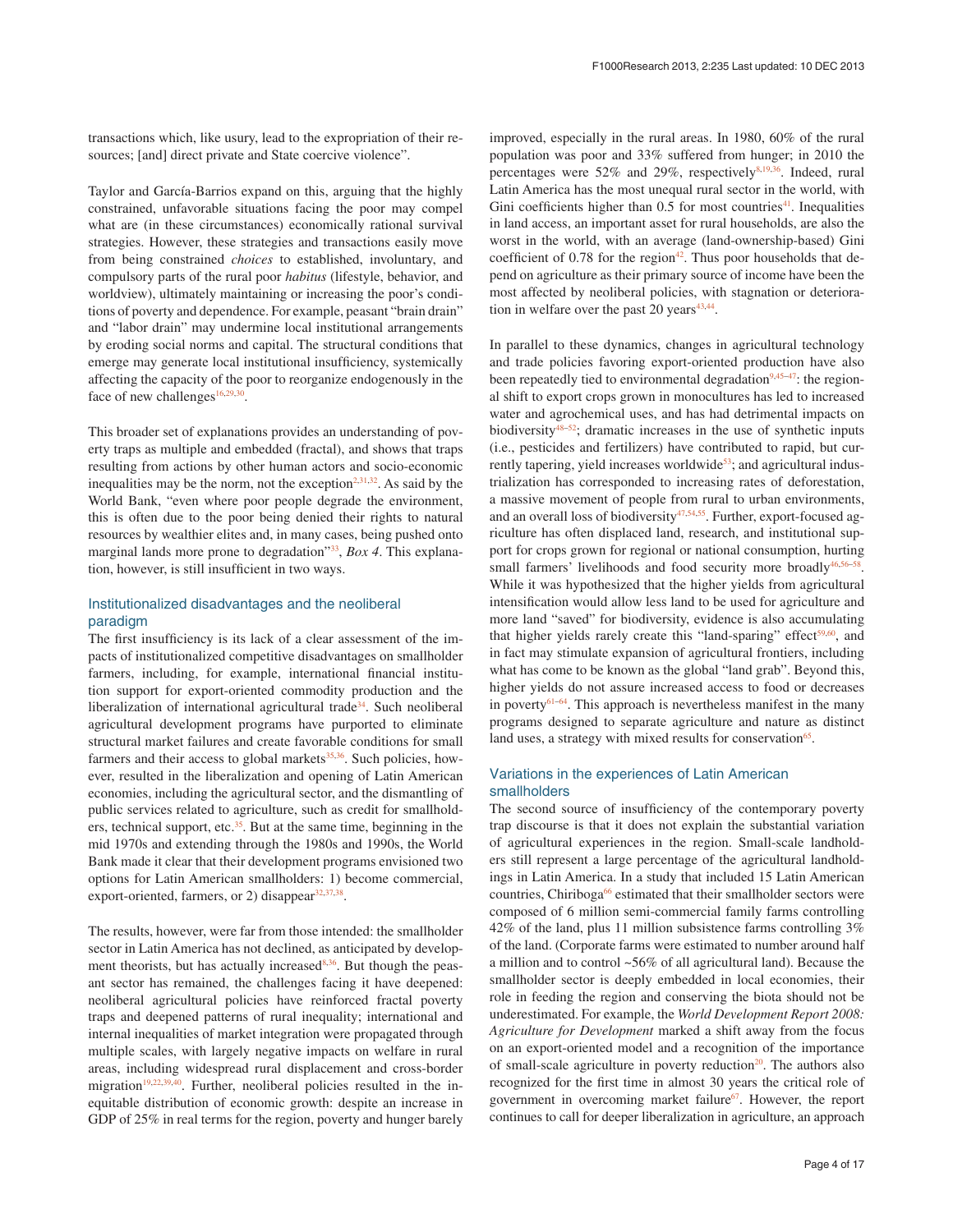transactions which, like usury, lead to the expropriation of their resources; [and] direct private and State coercive violence".

Taylor and García-Barrios expand on this, arguing that the highly constrained, unfavorable situations facing the poor may compel what are (in these circumstances) economically rational survival strategies. However, these strategies and transactions easily move from being constrained *choices* to established, involuntary, and compulsory parts of the rural poor *habitus* (lifestyle, behavior, and worldview), ultimately maintaining or increasing the poor's conditions of poverty and dependence. For example, peasant "brain drain" and "labor drain" may undermine local institutional arrangements by eroding social norms and capital. The structural conditions that emerge may generate local institutional insufficiency, systemically affecting the capacity of the poor to reorganize endogenously in the face of new challenges[16,29,30].

This broader set of explanations provides an understanding of poverty traps as multiple and embedded (fractal), and shows that traps resulting from actions by other human actors and socio-economic inequalities may be the norm, not the exception[2,31,32]. As said by the World Bank, "even where poor people degrade the environment, this is often due to the poor being denied their rights to natural resources by wealthier elites and, in many cases, being pushed onto marginal lands more prone to degradation"[33], *Box 4*. This explanation, however, is still insufficient in two ways.

## Institutionalized disadvantages and the neoliberal paradigm

The first insufficiency is its lack of a clear assessment of the impacts of institutionalized competitive disadvantages on smallholder farmers, including, for example, international financial institution support for export-oriented commodity production and the liberalization of international agricultural trade[34]. Such neoliberal agricultural development programs have purported to eliminate structural market failures and create favorable conditions for small farmers and their access to global markets[35,36]. Such policies, however, resulted in the liberalization and opening of Latin American economies, including the agricultural sector, and the dismantling of public services related to agriculture, such as credit for smallholders, technical support, etc.[35]. But at the same time, beginning in the mid 1970s and extending through the 1980s and 1990s, the World Bank made it clear that their development programs envisioned two options for Latin American smallholders: 1) become commercial, export-oriented, farmers, or 2) disappear[32,37,38].

The results, however, were far from those intended: the smallholder sector in Latin America has not declined, as anticipated by development theorists, but has actually increased[8,36]. But though the peasant sector has remained, the challenges facing it have deepened: neoliberal agricultural policies have reinforced fractal poverty traps and deepened patterns of rural inequality; international and internal inequalities of market integration were propagated through multiple scales, with largely negative impacts on welfare in rural areas, including widespread rural displacement and cross-border migration[19,22,39,40]. Further, neoliberal policies resulted in the inequitable distribution of economic growth: despite an increase in GDP of 25% in real terms for the region, poverty and hunger barely improved, especially in the rural areas. In 1980, 60% of the rural population was poor and 33% suffered from hunger; in 2010 the percentages were 52% and 29%, respectively[8,19,36]. Indeed, rural Latin America has the most unequal rural sector in the world, with Gini coefficients higher than 0.5 for most countries[41]. Inequalities in land access, an important asset for rural households, are also the worst in the world, with an average (land-ownership-based) Gini coefficient of 0.78 for the region[42]. Thus poor households that depend on agriculture as their primary source of income have been the most affected by neoliberal policies, with stagnation or deterioration in welfare over the past 20 years[43,44].

In parallel to these dynamics, changes in agricultural technology and trade policies favoring export-oriented production have also been repeatedly tied to environmental degradation[9,45–47]: the regional shift to export crops grown in monocultures has led to increased water and agrochemical uses, and has had detrimental impacts on biodiversity[48–52]; dramatic increases in the use of synthetic inputs (i.e., pesticides and fertilizers) have contributed to rapid, but currently tapering, yield increases worldwide[53]; and agricultural industrialization has corresponded to increasing rates of deforestation, a massive movement of people from rural to urban environments, and an overall loss of biodiversity[47,54,55]. Further, export-focused agriculture has often displaced land, research, and institutional support for crops grown for regional or national consumption, hurting small farmers' livelihoods and food security more broadly[46,56–58]. While it was hypothesized that the higher yields from agricultural intensification would allow less land to be used for agriculture and more land "saved" for biodiversity, evidence is also accumulating that higher yields rarely create this "land-sparing" effect[59,60], and in fact may stimulate expansion of agricultural frontiers, including what has come to be known as the global "land grab". Beyond this, higher yields do not assure increased access to food or decreases in poverty[61–64]. This approach is nevertheless manifest in the many programs designed to separate agriculture and nature as distinct land uses, a strategy with mixed results for conservation[65].

## Variations in the experiences of Latin American smallholders

The second source of insufficiency of the contemporary poverty trap discourse is that it does not explain the substantial variation of agricultural experiences in the region. Small-scale landholders still represent a large percentage of the agricultural landholdings in Latin America. In a study that included 15 Latin American countries, Chiriboga[66] estimated that their smallholder sectors were composed of 6 million semi-commercial family farms controlling 42% of the land, plus 11 million subsistence farms controlling 3% of the land. (Corporate farms were estimated to number around half a million and to control ~56% of all agricultural land). Because the smallholder sector is deeply embedded in local economies, their role in feeding the region and conserving the biota should not be underestimated. For example, the *World Development Report 2008: Agriculture for Development* marked a shift away from the focus on an export-oriented model and a recognition of the importance of small-scale agriculture in poverty reduction[20]. The authors also recognized for the first time in almost 30 years the critical role of government in overcoming market failure[67]. However, the report continues to call for deeper liberalization in agriculture, an approach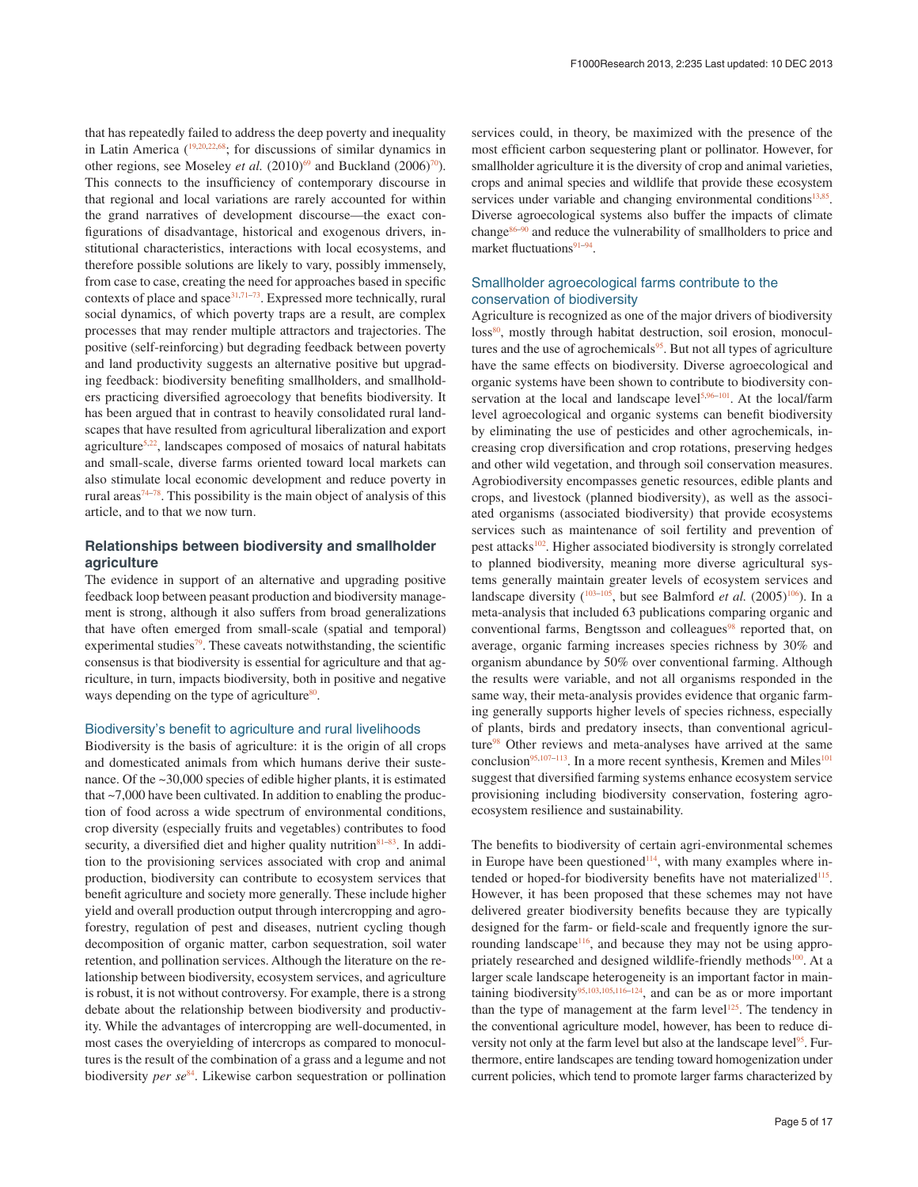that has repeatedly failed to address the deep poverty and inequality in Latin America ([19,20,22,68]; for discussions of similar dynamics in other regions, see Moseley *et al.* (2010)[69] and Buckland (2006)[70]). This connects to the insufficiency of contemporary discourse in that regional and local variations are rarely accounted for within the grand narratives of development discourse—the exact configurations of disadvantage, historical and exogenous drivers, institutional characteristics, interactions with local ecosystems, and therefore possible solutions are likely to vary, possibly immensely, from case to case, creating the need for approaches based in specific contexts of place and space[31,71–73]. Expressed more technically, rural social dynamics, of which poverty traps are a result, are complex processes that may render multiple attractors and trajectories. The positive (self-reinforcing) but degrading feedback between poverty and land productivity suggests an alternative positive but upgrading feedback: biodiversity benefiting smallholders, and smallholders practicing diversified agroecology that benefits biodiversity. It has been argued that in contrast to heavily consolidated rural landscapes that have resulted from agricultural liberalization and export agriculture[5,22], landscapes composed of mosaics of natural habitats and small-scale, diverse farms oriented toward local markets can also stimulate local economic development and reduce poverty in rural areas[74–78]. This possibility is the main object of analysis of this article, and to that we now turn.

## Relationships between biodiversity and smallholder agriculture

The evidence in support of an alternative and upgrading positive feedback loop between peasant production and biodiversity management is strong, although it also suffers from broad generalizations that have often emerged from small-scale (spatial and temporal) experimental studies[79]. These caveats notwithstanding, the scientific consensus is that biodiversity is essential for agriculture and that agriculture, in turn, impacts biodiversity, both in positive and negative ways depending on the type of agriculture[80].

### Biodiversity's benefit to agriculture and rural livelihoods

Biodiversity is the basis of agriculture: it is the origin of all crops and domesticated animals from which humans derive their sustenance. Of the ~30,000 species of edible higher plants, it is estimated that ~7,000 have been cultivated. In addition to enabling the production of food across a wide spectrum of environmental conditions, crop diversity (especially fruits and vegetables) contributes to food security, a diversified diet and higher quality nutrition[81–83]. In addition to the provisioning services associated with crop and animal production, biodiversity can contribute to ecosystem services that benefit agriculture and society more generally. These include higher yield and overall production output through intercropping and agroforestry, regulation of pest and diseases, nutrient cycling though decomposition of organic matter, carbon sequestration, soil water retention, and pollination services. Although the literature on the relationship between biodiversity, ecosystem services, and agriculture is robust, it is not without controversy. For example, there is a strong debate about the relationship between biodiversity and productivity. While the advantages of intercropping are well-documented, in most cases the overyielding of intercrops as compared to monocultures is the result of the combination of a grass and a legume and not biodiversity *per se*[84]. Likewise carbon sequestration or pollination services could, in theory, be maximized with the presence of the most efficient carbon sequestering plant or pollinator. However, for smallholder agriculture it is the diversity of crop and animal varieties, crops and animal species and wildlife that provide these ecosystem services under variable and changing environmental conditions[13,85]. Diverse agroecological systems also buffer the impacts of climate change[86–90] and reduce the vulnerability of smallholders to price and market fluctuations[91–94].

### Smallholder agroecological farms contribute to the conservation of biodiversity

Agriculture is recognized as one of the major drivers of biodiversity loss[80], mostly through habitat destruction, soil erosion, monocultures and the use of agrochemicals[95]. But not all types of agriculture have the same effects on biodiversity. Diverse agroecological and organic systems have been shown to contribute to biodiversity conservation at the local and landscape level[5,96–101]. At the local/farm level agroecological and organic systems can benefit biodiversity by eliminating the use of pesticides and other agrochemicals, increasing crop diversification and crop rotations, preserving hedges and other wild vegetation, and through soil conservation measures. Agrobiodiversity encompasses genetic resources, edible plants and crops, and livestock (planned biodiversity), as well as the associated organisms (associated biodiversity) that provide ecosystems services such as maintenance of soil fertility and prevention of pest attacks[102]. Higher associated biodiversity is strongly correlated to planned biodiversity, meaning more diverse agricultural systems generally maintain greater levels of ecosystem services and landscape diversity ([103–105], but see Balmford *et al.* (2005)[106]). In a meta-analysis that included 63 publications comparing organic and conventional farms, Bengtsson and colleagues[98] reported that, on average, organic farming increases species richness by 30% and organism abundance by 50% over conventional farming. Although the results were variable, and not all organisms responded in the same way, their meta-analysis provides evidence that organic farming generally supports higher levels of species richness, especially of plants, birds and predatory insects, than conventional agriculture[98] Other reviews and meta-analyses have arrived at the same conclusion[95,107–113]. In a more recent synthesis, Kremen and Miles[101] suggest that diversified farming systems enhance ecosystem service provisioning including biodiversity conservation, fostering agroecosystem resilience and sustainability.

The benefits to biodiversity of certain agri-environmental schemes in Europe have been questioned[114], with many examples where intended or hoped-for biodiversity benefits have not materialized[115]. However, it has been proposed that these schemes may not have delivered greater biodiversity benefits because they are typically designed for the farm- or field-scale and frequently ignore the surrounding landscape[116], and because they may not be using appropriately researched and designed wildlife-friendly methods[100]. At a larger scale landscape heterogeneity is an important factor in maintaining biodiversity[95,103,105,116–124], and can be as or more important than the type of management at the farm level[125]. The tendency in the conventional agriculture model, however, has been to reduce diversity not only at the farm level but also at the landscape level[95]. Furthermore, entire landscapes are tending toward homogenization under current policies, which tend to promote larger farms characterized by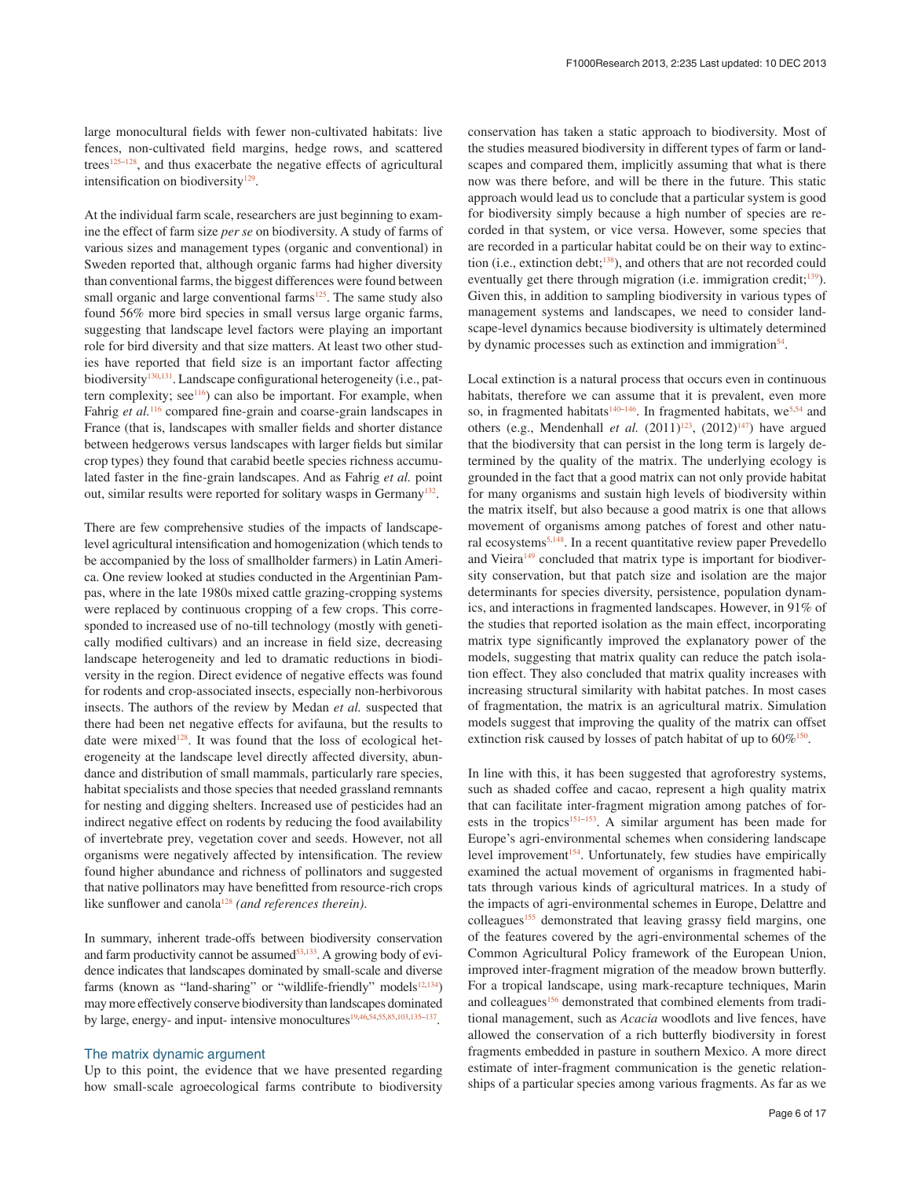large monocultural fields with fewer non-cultivated habitats: live fences, non-cultivated field margins, hedge rows, and scattered trees[125–128], and thus exacerbate the negative effects of agricultural intensification on biodiversity[129].

At the individual farm scale, researchers are just beginning to examine the effect of farm size *per se* on biodiversity. A study of farms of various sizes and management types (organic and conventional) in Sweden reported that, although organic farms had higher diversity than conventional farms, the biggest differences were found between small organic and large conventional farms[125]. The same study also found 56% more bird species in small versus large organic farms, suggesting that landscape level factors were playing an important role for bird diversity and that size matters. At least two other studies have reported that field size is an important factor affecting biodiversity[130,131]. Landscape configurational heterogeneity (i.e., pattern complexity; see[116]) can also be important. For example, when Fahrig *et al.*[116] compared fine-grain and coarse-grain landscapes in France (that is, landscapes with smaller fields and shorter distance between hedgerows versus landscapes with larger fields but similar crop types) they found that carabid beetle species richness accumulated faster in the fine-grain landscapes. And as Fahrig *et al.* point out, similar results were reported for solitary wasps in Germany[132].

There are few comprehensive studies of the impacts of landscape-level agricultural intensification and homogenization (which tends to be accompanied by the loss of smallholder farmers) in Latin America. One review looked at studies conducted in the Argentinian Pampas, where in the late 1980s mixed cattle grazing-cropping systems were replaced by continuous cropping of a few crops. This corresponded to increased use of no-till technology (mostly with genetically modified cultivars) and an increase in field size, decreasing landscape heterogeneity and led to dramatic reductions in biodiversity in the region. Direct evidence of negative effects was found for rodents and crop-associated insects, especially non-herbivorous insects. The authors of the review by Medan *et al.* suspected that there had been net negative effects for avifauna, but the results to date were mixed[128]. It was found that the loss of ecological heterogeneity at the landscape level directly affected diversity, abundance and distribution of small mammals, particularly rare species, habitat specialists and those species that needed grassland remnants for nesting and digging shelters. Increased use of pesticides had an indirect negative effect on rodents by reducing the food availability of invertebrate prey, vegetation cover and seeds. However, not all organisms were negatively affected by intensification. The review found higher abundance and richness of pollinators and suggested that native pollinators may have benefitted from resource-rich crops like sunflower and canola[128] *(and references therein)*.

In summary, inherent trade-offs between biodiversity conservation and farm productivity cannot be assumed[53,133]. A growing body of evidence indicates that landscapes dominated by small-scale and diverse farms (known as "land-sharing" or "wildlife-friendly" models[12,134]) may more effectively conserve biodiversity than landscapes dominated by large, energy- and input- intensive monocultures[19,46,54,55,85,103,135–137].

## The matrix dynamic argument

Up to this point, the evidence that we have presented regarding how small-scale agroecological farms contribute to biodiversity conservation has taken a static approach to biodiversity. Most of the studies measured biodiversity in different types of farm or landscapes and compared them, implicitly assuming that what is there now was there before, and will be there in the future. This static approach would lead us to conclude that a particular system is good for biodiversity simply because a high number of species are recorded in that system, or vice versa. However, some species that are recorded in a particular habitat could be on their way to extinction (i.e., extinction debt;[138]), and others that are not recorded could eventually get there through migration (i.e. immigration credit;[139]). Given this, in addition to sampling biodiversity in various types of management systems and landscapes, we need to consider landscape-level dynamics because biodiversity is ultimately determined by dynamic processes such as extinction and immigration[54].

Local extinction is a natural process that occurs even in continuous habitats, therefore we can assume that it is prevalent, even more so, in fragmented habitats[140–146]. In fragmented habitats, we[5,54] and others (e.g., Mendenhall *et al.* (2011)[123], (2012)[147]) have argued that the biodiversity that can persist in the long term is largely determined by the quality of the matrix. The underlying ecology is grounded in the fact that a good matrix can not only provide habitat for many organisms and sustain high levels of biodiversity within the matrix itself, but also because a good matrix is one that allows movement of organisms among patches of forest and other natural ecosystems[5,148]. In a recent quantitative review paper Prevedello and Vieira[149] concluded that matrix type is important for biodiversity conservation, but that patch size and isolation are the major determinants for species diversity, persistence, population dynamics, and interactions in fragmented landscapes. However, in 91% of the studies that reported isolation as the main effect, incorporating matrix type significantly improved the explanatory power of the models, suggesting that matrix quality can reduce the patch isolation effect. They also concluded that matrix quality increases with increasing structural similarity with habitat patches. In most cases of fragmentation, the matrix is an agricultural matrix. Simulation models suggest that improving the quality of the matrix can offset extinction risk caused by losses of patch habitat of up to 60%[150].

In line with this, it has been suggested that agroforestry systems, such as shaded coffee and cacao, represent a high quality matrix that can facilitate inter-fragment migration among patches of forests in the tropics[151–153]. A similar argument has been made for Europe's agri-environmental schemes when considering landscape level improvement[154]. Unfortunately, few studies have empirically examined the actual movement of organisms in fragmented habitats through various kinds of agricultural matrices. In a study of the impacts of agri-environmental schemes in Europe, Delattre and colleagues[155] demonstrated that leaving grassy field margins, one of the features covered by the agri-environmental schemes of the Common Agricultural Policy framework of the European Union, improved inter-fragment migration of the meadow brown butterfly. For a tropical landscape, using mark-recapture techniques, Marin and colleagues[156] demonstrated that combined elements from traditional management, such as *Acacia* woodlots and live fences, have allowed the conservation of a rich butterfly biodiversity in forest fragments embedded in pasture in southern Mexico. A more direct estimate of inter-fragment communication is the genetic relationships of a particular species among various fragments. As far as we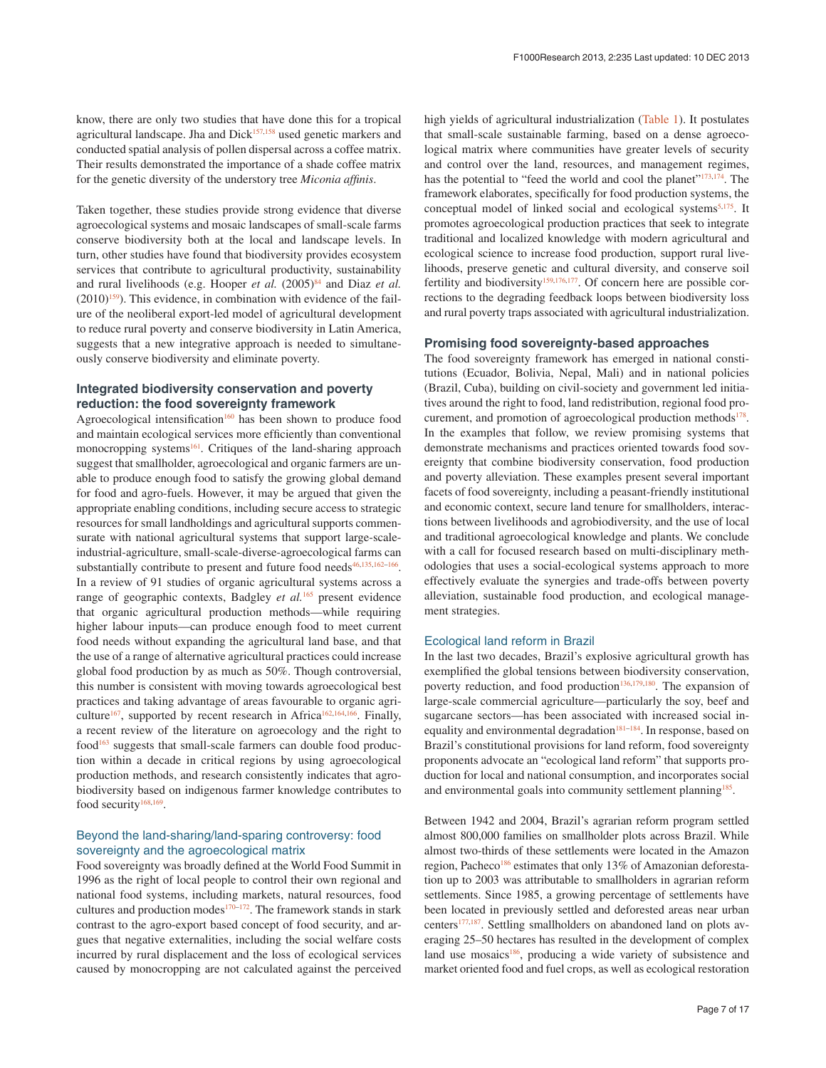know, there are only two studies that have done this for a tropical agricultural landscape. Jha and Dick[157,158] used genetic markers and conducted spatial analysis of pollen dispersal across a coffee matrix. Their results demonstrated the importance of a shade coffee matrix for the genetic diversity of the understory tree *Miconia affinis*.

Taken together, these studies provide strong evidence that diverse agroecological systems and mosaic landscapes of small-scale farms conserve biodiversity both at the local and landscape levels. In turn, other studies have found that biodiversity provides ecosystem services that contribute to agricultural productivity, sustainability and rural livelihoods (e.g. Hooper *et al.* (2005)[84] and Diaz *et al.* (2010)[159]). This evidence, in combination with evidence of the failure of the neoliberal export-led model of agricultural development to reduce rural poverty and conserve biodiversity in Latin America, suggests that a new integrative approach is needed to simultaneously conserve biodiversity and eliminate poverty.

### Integrated biodiversity conservation and poverty reduction: the food sovereignty framework

Agroecological intensification[160] has been shown to produce food and maintain ecological services more efficiently than conventional monocropping systems[161]. Critiques of the land-sharing approach suggest that smallholder, agroecological and organic farmers are unable to produce enough food to satisfy the growing global demand for food and agro-fuels. However, it may be argued that given the appropriate enabling conditions, including secure access to strategic resources for small landholdings and agricultural supports commensurate with national agricultural systems that support large-scale-industrial-agriculture, small-scale-diverse-agroecological farms can substantially contribute to present and future food needs[46,135,162–166]. In a review of 91 studies of organic agricultural systems across a range of geographic contexts, Badgley *et al.*[165] present evidence that organic agricultural production methods—while requiring higher labour inputs—can produce enough food to meet current food needs without expanding the agricultural land base, and that the use of a range of alternative agricultural practices could increase global food production by as much as 50%. Though controversial, this number is consistent with moving towards agroecological best practices and taking advantage of areas favourable to organic agriculture[167], supported by recent research in Africa[162,164,166]. Finally, a recent review of the literature on agroecology and the right to food[163] suggests that small-scale farmers can double food production within a decade in critical regions by using agroecological production methods, and research consistently indicates that agrobiodiversity based on indigenous farmer knowledge contributes to food security[168,169].

#### Beyond the land-sharing/land-sparing controversy: food sovereignty and the agroecological matrix

Food sovereignty was broadly defined at the World Food Summit in 1996 as the right of local people to control their own regional and national food systems, including markets, natural resources, food cultures and production modes[170–172]. The framework stands in stark contrast to the agro-export based concept of food security, and argues that negative externalities, including the social welfare costs incurred by rural displacement and the loss of ecological services caused by monocropping are not calculated against the perceived high yields of agricultural industrialization (Table 1). It postulates that small-scale sustainable farming, based on a dense agroecological matrix where communities have greater levels of security and control over the land, resources, and management regimes, has the potential to "feed the world and cool the planet"[173,174]. The framework elaborates, specifically for food production systems, the conceptual model of linked social and ecological systems[5,175]. It promotes agroecological production practices that seek to integrate traditional and localized knowledge with modern agricultural and ecological science to increase food production, support rural livelihoods, preserve genetic and cultural diversity, and conserve soil fertility and biodiversity[159,176,177]. Of concern here are possible corrections to the degrading feedback loops between biodiversity loss and rural poverty traps associated with agricultural industrialization.

### Promising food sovereignty-based approaches

The food sovereignty framework has emerged in national constitutions (Ecuador, Bolivia, Nepal, Mali) and in national policies (Brazil, Cuba), building on civil-society and government led initiatives around the right to food, land redistribution, regional food procurement, and promotion of agroecological production methods[178]. In the examples that follow, we review promising systems that demonstrate mechanisms and practices oriented towards food sovereignty that combine biodiversity conservation, food production and poverty alleviation. These examples present several important facets of food sovereignty, including a peasant-friendly institutional and economic context, secure land tenure for smallholders, interactions between livelihoods and agrobiodiversity, and the use of local and traditional agroecological knowledge and plants. We conclude with a call for focused research based on multi-disciplinary methodologies that uses a social-ecological systems approach to more effectively evaluate the synergies and trade-offs between poverty alleviation, sustainable food production, and ecological management strategies.

#### Ecological land reform in Brazil

In the last two decades, Brazil's explosive agricultural growth has exemplified the global tensions between biodiversity conservation, poverty reduction, and food production[136,179,180]. The expansion of large-scale commercial agriculture—particularly the soy, beef and sugarcane sectors—has been associated with increased social inequality and environmental degradation[181–184]. In response, based on Brazil's constitutional provisions for land reform, food sovereignty proponents advocate an "ecological land reform" that supports production for local and national consumption, and incorporates social and environmental goals into community settlement planning[185].

Between 1942 and 2004, Brazil's agrarian reform program settled almost 800,000 families on smallholder plots across Brazil. While almost two-thirds of these settlements were located in the Amazon region, Pacheco[186] estimates that only 13% of Amazonian deforestation up to 2003 was attributable to smallholders in agrarian reform settlements. Since 1985, a growing percentage of settlements have been located in previously settled and deforested areas near urban centers[177,187]. Settling smallholders on abandoned land on plots averaging 25–50 hectares has resulted in the development of complex land use mosaics[186], producing a wide variety of subsistence and market oriented food and fuel crops, as well as ecological restoration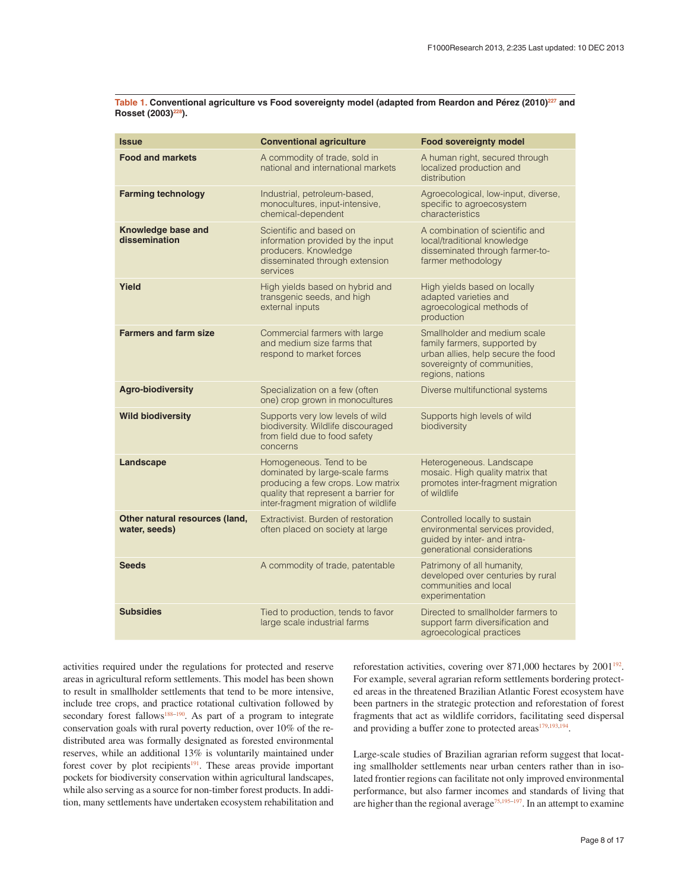**Table 1. Conventional agriculture vs Food sovereignty model (adapted from Reardon and Pérez (2010)[227] and Rosset (2003)[228]).**

| Issue | Conventional agriculture | Food sovereignty model |
|---|---|---|
| **Food and markets** | A commodity of trade, sold in national and international markets | A human right, secured through localized production and distribution |
| **Farming technology** | Industrial, petroleum-based, monocultures, input-intensive, chemical-dependent | Agroecological, low-input, diverse, specific to agroecosystem characteristics |
| **Knowledge base and dissemination** | Scientific and based on information provided by the input producers. Knowledge disseminated through extension services | A combination of scientific and local/traditional knowledge disseminated through farmer-to-farmer methodology |
| **Yield** | High yields based on hybrid and transgenic seeds, and high external inputs | High yields based on locally adapted varieties and agroecological methods of production |
| **Farmers and farm size** | Commercial farmers with large and medium size farms that respond to market forces | Smallholder and medium scale family farmers, supported by urban allies, help secure the food sovereignty of communities, regions, nations |
| **Agro-biodiversity** | Specialization on a few (often one) crop grown in monocultures | Diverse multifunctional systems |
| **Wild biodiversity** | Supports very low levels of wild biodiversity. Wildlife discouraged from field due to food safety concerns | Supports high levels of wild biodiversity |
| **Landscape** | Homogeneous. Tend to be dominated by large-scale farms producing a few crops. Low matrix quality that represent a barrier for inter-fragment migration of wildlife | Heterogeneous. Landscape mosaic. High quality matrix that promotes inter-fragment migration of wildlife |
| **Other natural resources (land, water, seeds)** | Extractivist. Burden of restoration often placed on society at large | Controlled locally to sustain environmental services provided, guided by inter- and intra-generational considerations |
| **Seeds** | A commodity of trade, patentable | Patrimony of all humanity, developed over centuries by rural communities and local experimentation |
| **Subsidies** | Tied to production, tends to favor large scale industrial farms | Directed to smallholder farmers to support farm diversification and agroecological practices |

activities required under the regulations for protected and reserve areas in agricultural reform settlements. This model has been shown to result in smallholder settlements that tend to be more intensive, include tree crops, and practice rotational cultivation followed by secondary forest fallows[188–190]. As part of a program to integrate conservation goals with rural poverty reduction, over 10% of the redistributed area was formally designated as forested environmental reserves, while an additional 13% is voluntarily maintained under forest cover by plot recipients[191]. These areas provide important pockets for biodiversity conservation within agricultural landscapes, while also serving as a source for non-timber forest products. In addition, many settlements have undertaken ecosystem rehabilitation and reforestation activities, covering over 871,000 hectares by 2001[192]. For example, several agrarian reform settlements bordering protected areas in the threatened Brazilian Atlantic Forest ecosystem have been partners in the strategic protection and reforestation of forest fragments that act as wildlife corridors, facilitating seed dispersal and providing a buffer zone to protected areas[179,193,194].

Large-scale studies of Brazilian agrarian reform suggest that locating smallholder settlements near urban centers rather than in isolated frontier regions can facilitate not only improved environmental performance, but also farmer incomes and standards of living that are higher than the regional average[75,195–197]. In an attempt to examine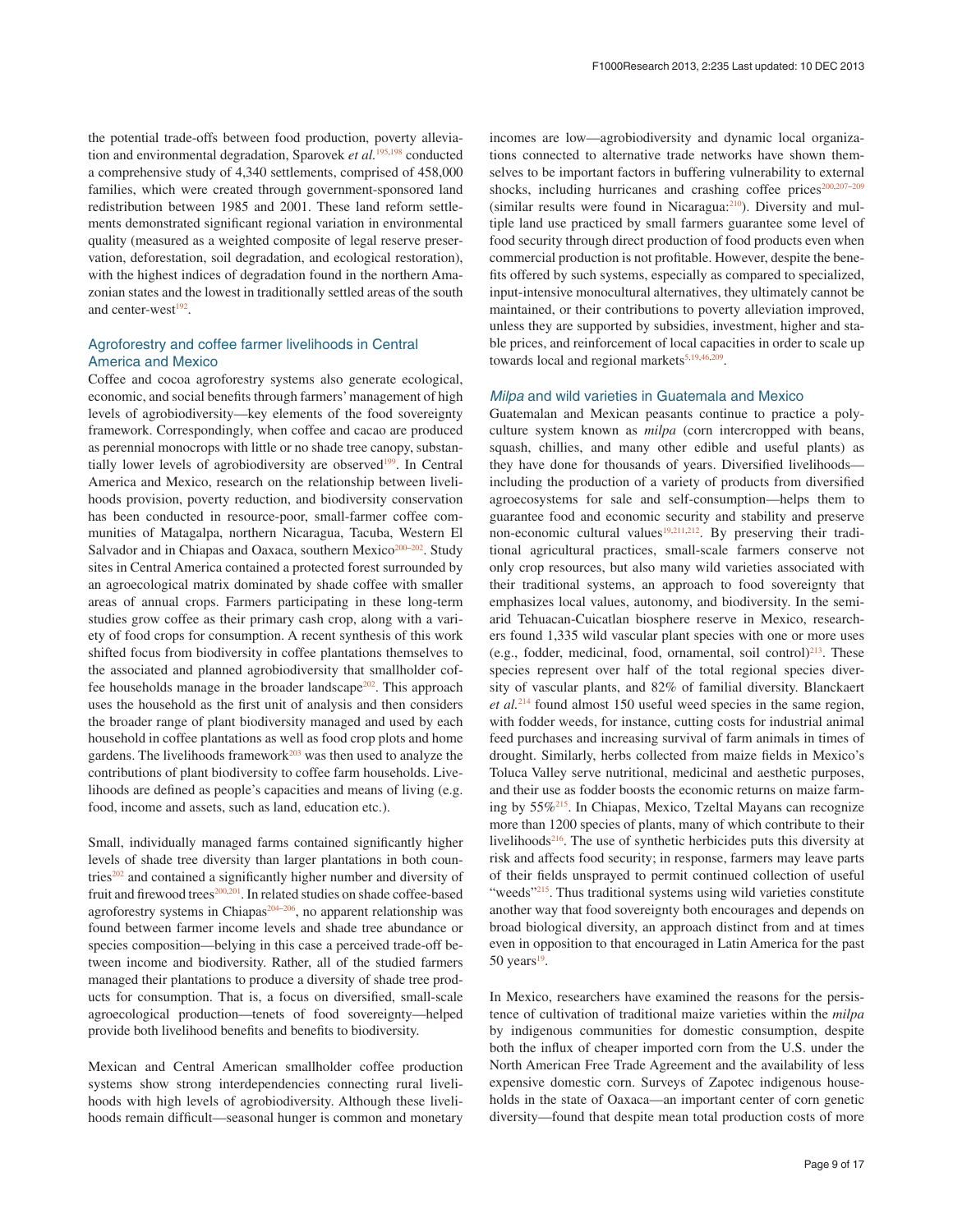the potential trade-offs between food production, poverty alleviation and environmental degradation, Sparovek *et al.*[195,198] conducted a comprehensive study of 4,340 settlements, comprised of 458,000 families, which were created through government-sponsored land redistribution between 1985 and 2001. These land reform settlements demonstrated significant regional variation in environmental quality (measured as a weighted composite of legal reserve preservation, deforestation, soil degradation, and ecological restoration), with the highest indices of degradation found in the northern Amazonian states and the lowest in traditionally settled areas of the south and center-west[192].

### Agroforestry and coffee farmer livelihoods in Central America and Mexico

Coffee and cocoa agroforestry systems also generate ecological, economic, and social benefits through farmers' management of high levels of agrobiodiversity—key elements of the food sovereignty framework. Correspondingly, when coffee and cacao are produced as perennial monocrops with little or no shade tree canopy, substantially lower levels of agrobiodiversity are observed[199]. In Central America and Mexico, research on the relationship between livelihoods provision, poverty reduction, and biodiversity conservation has been conducted in resource-poor, small-farmer coffee communities of Matagalpa, northern Nicaragua, Tacuba, Western El Salvador and in Chiapas and Oaxaca, southern Mexico[200–202]. Study sites in Central America contained a protected forest surrounded by an agroecological matrix dominated by shade coffee with smaller areas of annual crops. Farmers participating in these long-term studies grow coffee as their primary cash crop, along with a variety of food crops for consumption. A recent synthesis of this work shifted focus from biodiversity in coffee plantations themselves to the associated and planned agrobiodiversity that smallholder coffee households manage in the broader landscape[202]. This approach uses the household as the first unit of analysis and then considers the broader range of plant biodiversity managed and used by each household in coffee plantations as well as food crop plots and home gardens. The livelihoods framework[203] was then used to analyze the contributions of plant biodiversity to coffee farm households. Livelihoods are defined as people's capacities and means of living (e.g. food, income and assets, such as land, education etc.).

Small, individually managed farms contained significantly higher levels of shade tree diversity than larger plantations in both countries[202] and contained a significantly higher number and diversity of fruit and firewood trees[200,201]. In related studies on shade coffee-based agroforestry systems in Chiapas[204–206], no apparent relationship was found between farmer income levels and shade tree abundance or species composition—belying in this case a perceived trade-off between income and biodiversity. Rather, all of the studied farmers managed their plantations to produce a diversity of shade tree products for consumption. That is, a focus on diversified, small-scale agroecological production—tenets of food sovereignty—helped provide both livelihood benefits and benefits to biodiversity.

Mexican and Central American smallholder coffee production systems show strong interdependencies connecting rural livelihoods with high levels of agrobiodiversity. Although these livelihoods remain difficult—seasonal hunger is common and monetary incomes are low—agrobiodiversity and dynamic local organizations connected to alternative trade networks have shown themselves to be important factors in buffering vulnerability to external shocks, including hurricanes and crashing coffee prices[200,207–209] (similar results were found in Nicaragua:[210]). Diversity and multiple land use practiced by small farmers guarantee some level of food security through direct production of food products even when commercial production is not profitable. However, despite the benefits offered by such systems, especially as compared to specialized, input-intensive monocultural alternatives, they ultimately cannot be maintained, or their contributions to poverty alleviation improved, unless they are supported by subsidies, investment, higher and stable prices, and reinforcement of local capacities in order to scale up towards local and regional markets[5,19,46,209].

### *Milpa* and wild varieties in Guatemala and Mexico

Guatemalan and Mexican peasants continue to practice a polyculture system known as *milpa* (corn intercropped with beans, squash, chillies, and many other edible and useful plants) as they have done for thousands of years. Diversified livelihoods—including the production of a variety of products from diversified agroecosystems for sale and self-consumption—helps them to guarantee food and economic security and stability and preserve non-economic cultural values[19,211,212]. By preserving their traditional agricultural practices, small-scale farmers conserve not only crop resources, but also many wild varieties associated with their traditional systems, an approach to food sovereignty that emphasizes local values, autonomy, and biodiversity. In the semi-arid Tehuacan-Cuicatlan biosphere reserve in Mexico, researchers found 1,335 wild vascular plant species with one or more uses (e.g., fodder, medicinal, food, ornamental, soil control)[213]. These species represent over half of the total regional species diversity of vascular plants, and 82% of familial diversity. Blanckaert *et al.*[214] found almost 150 useful weed species in the same region, with fodder weeds, for instance, cutting costs for industrial animal feed purchases and increasing survival of farm animals in times of drought. Similarly, herbs collected from maize fields in Mexico's Toluca Valley serve nutritional, medicinal and aesthetic purposes, and their use as fodder boosts the economic returns on maize farming by 55%[215]. In Chiapas, Mexico, Tzeltal Mayans can recognize more than 1200 species of plants, many of which contribute to their livelihoods[216]. The use of synthetic herbicides puts this diversity at risk and affects food security; in response, farmers may leave parts of their fields unsprayed to permit continued collection of useful "weeds"[215]. Thus traditional systems using wild varieties constitute another way that food sovereignty both encourages and depends on broad biological diversity, an approach distinct from and at times even in opposition to that encouraged in Latin America for the past 50 years[19].

In Mexico, researchers have examined the reasons for the persistence of cultivation of traditional maize varieties within the *milpa* by indigenous communities for domestic consumption, despite both the influx of cheaper imported corn from the U.S. under the North American Free Trade Agreement and the availability of less expensive domestic corn. Surveys of Zapotec indigenous households in the state of Oaxaca—an important center of corn genetic diversity—found that despite mean total production costs of more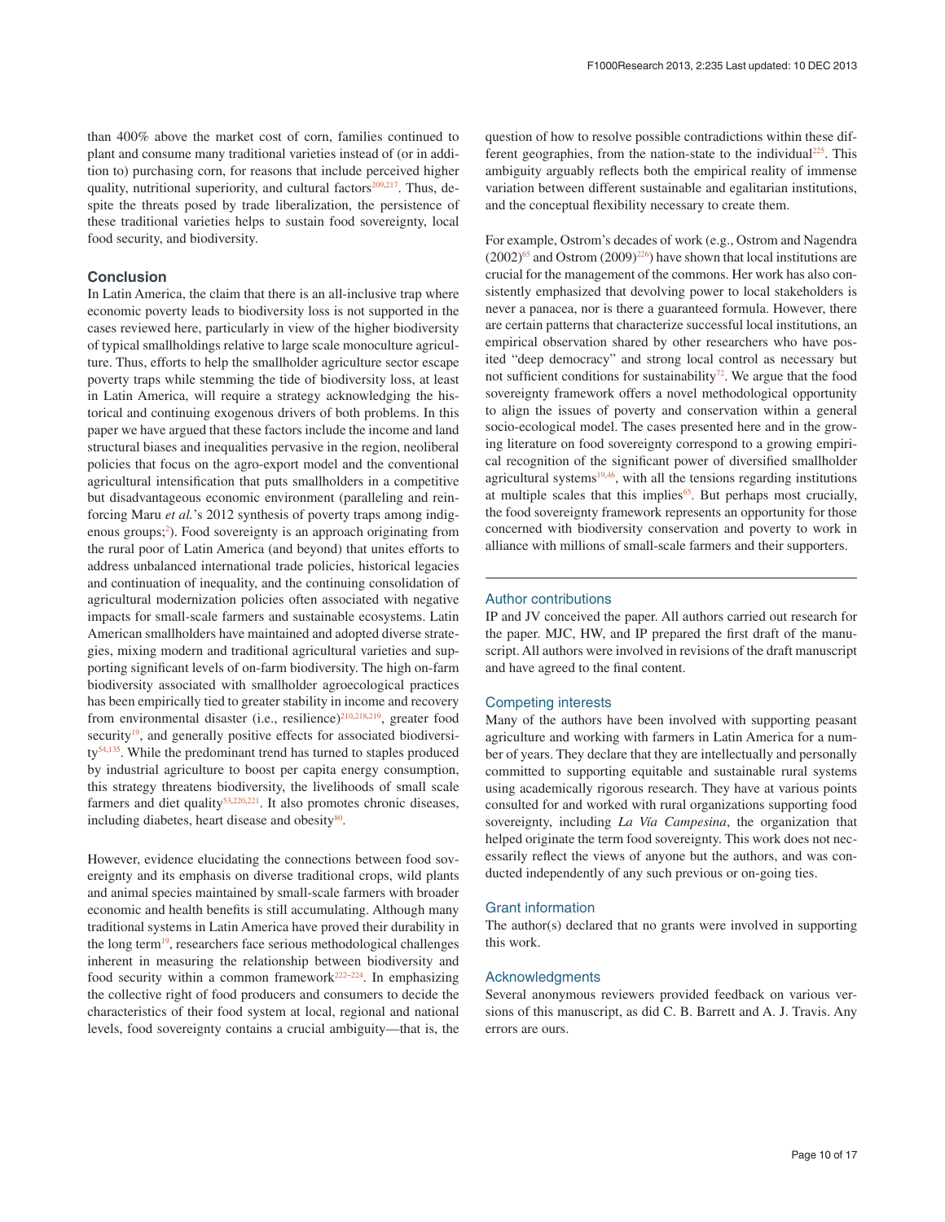than 400% above the market cost of corn, families continued to plant and consume many traditional varieties instead of (or in addition to) purchasing corn, for reasons that include perceived higher quality, nutritional superiority, and cultural factors[209,217]. Thus, despite the threats posed by trade liberalization, the persistence of these traditional varieties helps to sustain food sovereignty, local food security, and biodiversity.

## Conclusion

In Latin America, the claim that there is an all-inclusive trap where economic poverty leads to biodiversity loss is not supported in the cases reviewed here, particularly in view of the higher biodiversity of typical smallholdings relative to large scale monoculture agriculture. Thus, efforts to help the smallholder agriculture sector escape poverty traps while stemming the tide of biodiversity loss, at least in Latin America, will require a strategy acknowledging the historical and continuing exogenous drivers of both problems. In this paper we have argued that these factors include the income and land structural biases and inequalities pervasive in the region, neoliberal policies that focus on the agro-export model and the conventional agricultural intensification that puts smallholders in a competitive but disadvantageous economic environment (paralleling and reinforcing Maru *et al.*'s 2012 synthesis of poverty traps among indigenous groups;[2]). Food sovereignty is an approach originating from the rural poor of Latin America (and beyond) that unites efforts to address unbalanced international trade policies, historical legacies and continuation of inequality, and the continuing consolidation of agricultural modernization policies often associated with negative impacts for small-scale farmers and sustainable ecosystems. Latin American smallholders have maintained and adopted diverse strategies, mixing modern and traditional agricultural varieties and supporting significant levels of on-farm biodiversity. The high on-farm biodiversity associated with smallholder agroecological practices has been empirically tied to greater stability in income and recovery from environmental disaster (i.e., resilience)[210,218,219], greater food security[19], and generally positive effects for associated biodiversity[54,135]. While the predominant trend has turned to staples produced by industrial agriculture to boost per capita energy consumption, this strategy threatens biodiversity, the livelihoods of small scale farmers and diet quality[53,220,221]. It also promotes chronic diseases, including diabetes, heart disease and obesity[80].

However, evidence elucidating the connections between food sovereignty and its emphasis on diverse traditional crops, wild plants and animal species maintained by small-scale farmers with broader economic and health benefits is still accumulating. Although many traditional systems in Latin America have proved their durability in the long term[19], researchers face serious methodological challenges inherent in measuring the relationship between biodiversity and food security within a common framework[222–224]. In emphasizing the collective right of food producers and consumers to decide the characteristics of their food system at local, regional and national levels, food sovereignty contains a crucial ambiguity—that is, the question of how to resolve possible contradictions within these different geographies, from the nation-state to the individual[225]. This ambiguity arguably reflects both the empirical reality of immense variation between different sustainable and egalitarian institutions, and the conceptual flexibility necessary to create them.

For example, Ostrom's decades of work (e.g., Ostrom and Nagendra (2002)[65] and Ostrom (2009)[226]) have shown that local institutions are crucial for the management of the commons. Her work has also consistently emphasized that devolving power to local stakeholders is never a panacea, nor is there a guaranteed formula. However, there are certain patterns that characterize successful local institutions, an empirical observation shared by other researchers who have posited "deep democracy" and strong local control as necessary but not sufficient conditions for sustainability[72]. We argue that the food sovereignty framework offers a novel methodological opportunity to align the issues of poverty and conservation within a general socio-ecological model. The cases presented here and in the growing literature on food sovereignty correspond to a growing empirical recognition of the significant power of diversified smallholder agricultural systems[19,46], with all the tensions regarding institutions at multiple scales that this implies[65]. But perhaps most crucially, the food sovereignty framework represents an opportunity for those concerned with biodiversity conservation and poverty to work in alliance with millions of small-scale farmers and their supporters.

### Author contributions

IP and JV conceived the paper. All authors carried out research for the paper. MJC, HW, and IP prepared the first draft of the manuscript. All authors were involved in revisions of the draft manuscript and have agreed to the final content.

### Competing interests

Many of the authors have been involved with supporting peasant agriculture and working with farmers in Latin America for a number of years. They declare that they are intellectually and personally committed to supporting equitable and sustainable rural systems using academically rigorous research. They have at various points consulted for and worked with rural organizations supporting food sovereignty, including *La Vía Campesina*, the organization that helped originate the term food sovereignty. This work does not necessarily reflect the views of anyone but the authors, and was conducted independently of any such previous or on-going ties.

### Grant information

The author(s) declared that no grants were involved in supporting this work.

### Acknowledgments

Several anonymous reviewers provided feedback on various versions of this manuscript, as did C. B. Barrett and A. J. Travis. Any errors are ours.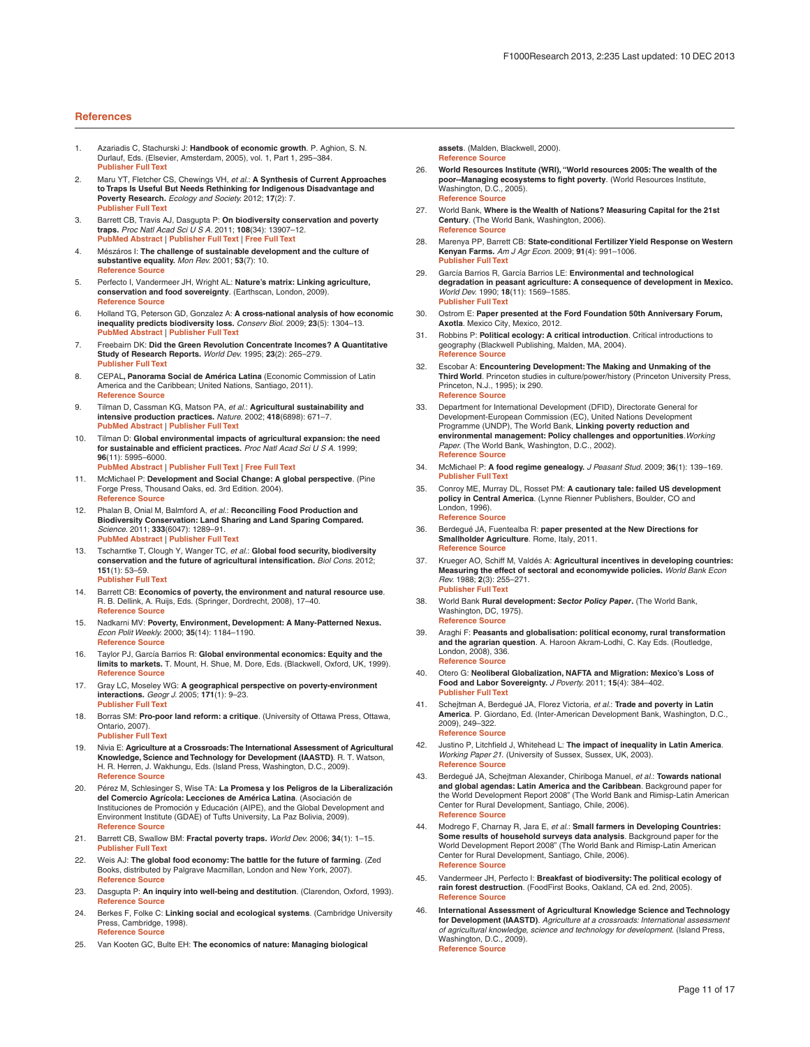## References

1. Azariadis C, Stachurski J: **Handbook of economic growth**. P. Aghion, S. N. Durlauf, Eds. (Elsevier, Amsterdam, 2005), vol. 1, Part 1, 295–384. 
**Publisher Full Text**

2. Maru YT, Fletcher CS, Chewings VH, *et al.*: **A Synthesis of Current Approaches to Traps Is Useful But Needs Rethinking for Indigenous Disadvantage and Poverty Research.** *Ecology and Society.* 2012; **17**(2): 7. 
**Publisher Full Text**

3. Barrett CB, Travis AJ, Dasgupta P: **On biodiversity conservation and poverty traps.** *Proc Natl Acad Sci U S A.* 2011; **108**(34): 13907–12. 
**PubMed Abstract** | **Publisher Full Text** | **Free Full Text**

4. Mészáros I: **The challenge of sustainable development and the culture of substantive equality.** *Mon Rev.* 2001; **53**(7): 10. 
**Reference Source**

5. Perfecto I, Vandermeer JH, Wright AL: **Nature's matrix: Linking agriculture, conservation and food sovereignty**. (Earthscan, London, 2009). 
**Reference Source**

6. Holland TG, Peterson GD, Gonzalez A: **A cross-national analysis of how economic inequality predicts biodiversity loss.** *Conserv Biol.* 2009; **23**(5): 1304–13. 
**PubMed Abstract** | **Publisher Full Text**

7. Freebairn DK: **Did the Green Revolution Concentrate Incomes? A Quantitative Study of Research Reports.** *World Dev.* 1995; **23**(2): 265–279. 
**Publisher Full Text**

8. CEPAL**, Panorama Social de América Latina** (Economic Commission of Latin America and the Caribbean; United Nations, Santiago, 2011). 
**Reference Source**

9. Tilman D, Cassman KG, Matson PA, *et al.*: **Agricultural sustainability and intensive production practices.** *Nature.* 2002; **418**(6898): 671–7. 
**PubMed Abstract** | **Publisher Full Text**

10. Tilman D: **Global environmental impacts of agricultural expansion: the need for sustainable and efficient practices.** *Proc Natl Acad Sci U S A.* 1999; **96**(11): 5995–6000. 
**PubMed Abstract** | **Publisher Full Text** | **Free Full Text**

11. McMichael P: **Development and Social Change: A global perspective**. (Pine Forge Press, Thousand Oaks, ed. 3rd Edition. 2004). 
**Reference Source**

12. Phalan B, Onial M, Balmford A, *et al.*: **Reconciling Food Production and Biodiversity Conservation: Land Sharing and Land Sparing Compared.** *Science.* 2011; **333**(6047): 1289–91. 
**PubMed Abstract** | **Publisher Full Text**

13. Tscharntke T, Clough Y, Wanger TC, *et al.*: **Global food security, biodiversity conservation and the future of agricultural intensification.** *Biol Cons.* 2012; **151**(1): 53–59. 
**Publisher Full Text**

14. Barrett CB: **Economics of poverty, the environment and natural resource use**. R. B. Dellink, A. Ruijs, Eds. (Springer, Dordrecht, 2008), 17–40. 
**Reference Source**

15. Nadkarni MV: **Poverty, Environment, Development: A Many-Patterned Nexus.** *Econ Polit Weekly.* 2000; **35**(14): 1184–1190. 
**Reference Source**

16. Taylor PJ, García Barrios R: **Global environmental economics: Equity and the limits to markets.** T. Mount, H. Shue, M. Dore, Eds. (Blackwell, Oxford, UK, 1999). 
**Reference Source**

17. Gray LC, Moseley WG: **A geographical perspective on poverty-environment interactions.** *Geogr J.* 2005; **171**(1): 9–23. 
**Publisher Full Text**

18. Borras SM: **Pro-poor land reform: a critique**. (University of Ottawa Press, Ottawa, Ontario, 2007). 
**Publisher Full Text**

19. Nivia E: **Agriculture at a Crossroads: The International Assessment of Agricultural Knowledge, Science and Technology for Development (IAASTD)**. R. T. Watson, H. R. Herren, J. Wakhungu, Eds. (Island Press, Washington, D.C., 2009). 
**Reference Source**

20. Pérez M, Schlesinger S, Wise TA: **La Promesa y los Peligros de la Liberalización del Comercio Agrícola: Lecciones de América Latina**. (Asociación de Instituciones de Promoción y Educación (AIPE), and the Global Development and Environment Institute (GDAE) of Tufts University, La Paz Bolivia, 2009). 
**Reference Source**

21. Barrett CB, Swallow BM: **Fractal poverty traps.** *World Dev.* 2006; **34**(1): 1–15. 
**Publisher Full Text**

22. Weis AJ: **The global food economy: The battle for the future of farming**. (Zed Books, distributed by Palgrave Macmillan, London and New York, 2007). 
**Reference Source**

23. Dasgupta P: **An inquiry into well-being and destitution**. (Clarendon, Oxford, 1993). 
**Reference Source**

24. Berkes F, Folke C: **Linking social and ecological systems**. (Cambridge University Press, Cambridge, 1998). 
**Reference Source**

25. Van Kooten GC, Bulte EH: **The economics of nature: Managing biological assets**. (Malden, Blackwell, 2000). 
**Reference Source**

26. **World Resources Institute (WRI), "World resources 2005: The wealth of the poor--Managing ecosystems to fight poverty**. (World Resources Institute, Washington, D.C., 2005). 
**Reference Source**

27. World Bank, **Where is the Wealth of Nations? Measuring Capital for the 21st Century**. (The World Bank, Washington, 2006). 
**Reference Source**

28. Marenya PP, Barrett CB: **State-conditional Fertilizer Yield Response on Western Kenyan Farms.** *Am J Agr Econ.* 2009; **91**(4): 991–1006. 
**Publisher Full Text**

29. García Barrios R, García Barrios LE: **Environmental and technological degradation in peasant agriculture: A consequence of development in Mexico.** *World Dev.* 1990; **18**(11): 1569–1585. 
**Publisher Full Text**

30. Ostrom E: **Paper presented at the Ford Foundation 50th Anniversary Forum, Axotla**. Mexico City, Mexico, 2012.

31. Robbins P: **Political ecology: A critical introduction**. Critical introductions to geography (Blackwell Publishing, Malden, MA, 2004). 
**Reference Source**

32. Escobar A: **Encountering Development: The Making and Unmaking of the Third World**. Princeton studies in culture/power/history (Princeton University Press, Princeton, N.J., 1995); ix 290. 
**Reference Source**

33. Department for International Development (DFID), Directorate General for Development-European Commission (EC), United Nations Development Programme (UNDP), The World Bank, **Linking poverty reduction and environmental management: Policy challenges and opportunities**.*Working Paper.* (The World Bank, Washington, D.C., 2002). 
**Reference Source**

34. McMichael P: **A food regime genealogy.** *J Peasant Stud.* 2009; **36**(1): 139–169. 
**Publisher Full Text**

35. Conroy ME, Murray DL, Rosset PM: **A cautionary tale: failed US development policy in Central America**. (Lynne Rienner Publishers, Boulder, CO and London, 1996). 
**Reference Source**

36. Berdegué JA, Fuentealba R: **paper presented at the New Directions for Smallholder Agriculture**. Rome, Italy, 2011. 
**Reference Source**

37. Krueger AO, Schiff M, Valdés A: **Agricultural incentives in developing countries: Measuring the effect of sectoral and economywide policies.** *World Bank Econ Rev.* 1988; **2**(3): 255–271. 
**Publisher Full Text**

38. World Bank **Rural development: *Sector Policy Paper*.** (The World Bank, Washington, DC, 1975). 
**Reference Source**

39. Araghi F: **Peasants and globalisation: political economy, rural transformation and the agrarian question**. A. Haroon Akram-Lodhi, C. Kay Eds. (Routledge, London, 2008), 336. 
**Reference Source**

40. Otero G: **Neoliberal Globalization, NAFTA and Migration: Mexico's Loss of Food and Labor Sovereignty.** *J Poverty.* 2011; **15**(4): 384–402. 
**Publisher Full Text**

41. Schejtman A, Berdegué JA, Florez Victoria, *et al.*: **Trade and poverty in Latin America**. P. Giordano, Ed. (Inter-American Development Bank, Washington, D.C., 2009), 249–322. 
**Reference Source**

42. Justino P, Litchfield J, Whitehead L: **The impact of inequality in Latin America**. *Working Paper 21.* (University of Sussex, Sussex, UK, 2003). 
**Reference Source**

43. Berdegué JA, Schejtman Alexander, Chiriboga Manuel, *et al.*: **Towards national and global agendas: Latin America and the Caribbean**. Background paper for the World Development Report 2008" (The World Bank and Rimisp-Latin American Center for Rural Development, Santiago, Chile, 2006). 
**Reference Source**

44. Modrego F, Charnay R, Jara E, *et al.*: **Small farmers in Developing Countries: Some results of household surveys data analysis**. Background paper for the World Development Report 2008" (The World Bank and Rimisp-Latin American Center for Rural Development, Santiago, Chile, 2006). 
**Reference Source**

45. Vandermeer JH, Perfecto I: **Breakfast of biodiversity: The political ecology of rain forest destruction**. (FoodFirst Books, Oakland, CA ed. 2nd, 2005). 
**Reference Source**

46. **International Assessment of Agricultural Knowledge Science and Technology for Development (IAASTD)**. *Agriculture at a crossroads: International assessment of agricultural knowledge, science and technology for development.* (Island Press, Washington, D.C., 2009). 
**Reference Source**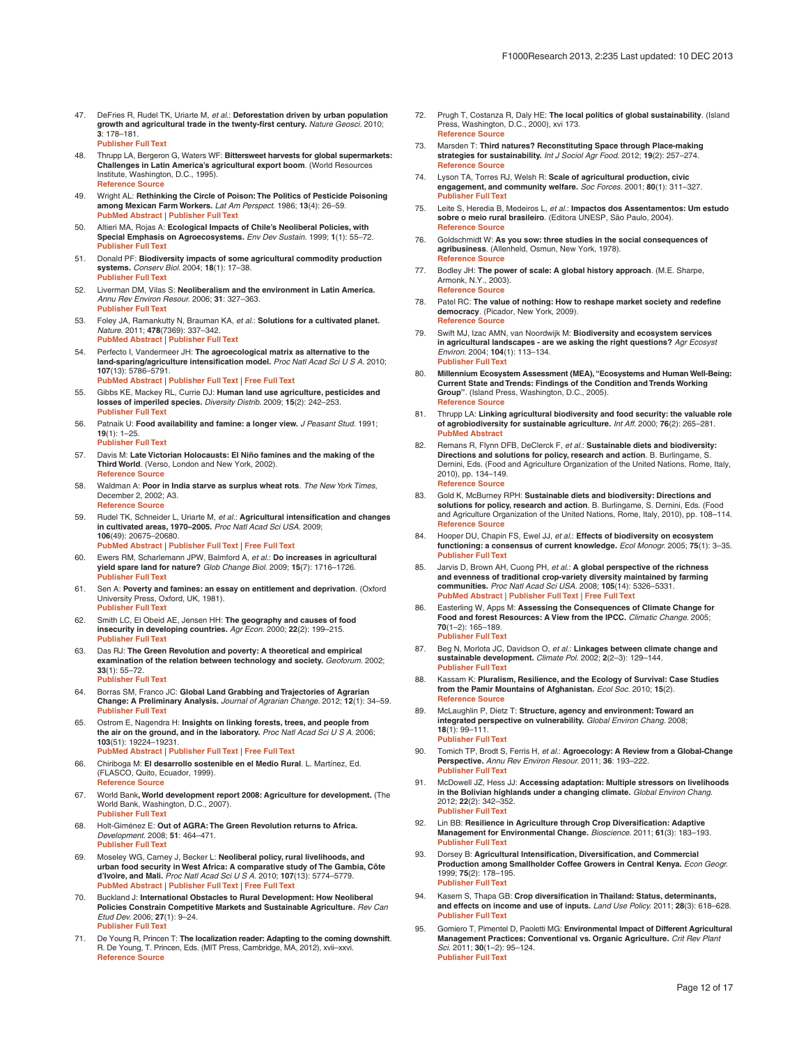47. DeFries R, Rudel TK, Uriarte M, *et al.*: **Deforestation driven by urban population growth and agricultural trade in the twenty-first century.** *Nature Geosci.* 2010; **3**: 178–181.
**Publisher Full Text**

48. Thrupp LA, Bergeron G, Waters WF: **Bittersweet harvests for global supermarkets: Challenges in Latin America's agricultural export boom**. (World Resources Institute, Washington, D.C., 1995).
**Reference Source**

49. Wright AL: **Rethinking the Circle of Poison: The Politics of Pesticide Poisoning among Mexican Farm Workers.** *Lat Am Perspect.* 1986; **13**(4): 26–59.
**PubMed Abstract** | **Publisher Full Text**

50. Altieri MA, Rojas A: **Ecological Impacts of Chile's Neoliberal Policies, with Special Emphasis on Agroecosystems.** *Env Dev Sustain.* 1999; **1**(1): 55–72.
**Publisher Full Text**

51. Donald PF: **Biodiversity impacts of some agricultural commodity production systems.** *Conserv Biol.* 2004; **18**(1): 17–38.
**Publisher Full Text**

52. Liverman DM, Vilas S: **Neoliberalism and the environment in Latin America.** *Annu Rev Environ Resour.* 2006; **31**: 327–363.
**Publisher Full Text**

53. Foley JA, Ramankutty N, Brauman KA, *et al.*: **Solutions for a cultivated planet.** *Nature.* 2011; **478**(7369): 337–342.
**PubMed Abstract** | **Publisher Full Text**

54. Perfecto I, Vandermeer JH: **The agroecological matrix as alternative to the land-sparing/agriculture intensification model.** *Proc Natl Acad Sci U S A.* 2010; **107**(13): 5786–5791.
**PubMed Abstract** | **Publisher Full Text** | **Free Full Text**

55. Gibbs KE, Mackey RL, Currie DJ: **Human land use agriculture, pesticides and losses of imperiled species.** *Diversity Distrib.* 2009; **15**(2): 242–253.
**Publisher Full Text**

56. Patnaik U: **Food availability and famine: a longer view.** *J Peasant Stud.* 1991; **19**(1): 1–25.
**Publisher Full Text**

57. Davis M: **Late Victorian Holocausts: El Niño famines and the making of the Third World**. (Verso, London and New York, 2002).
**Reference Source**

58. Waldman A: **Poor in India starve as surplus wheat rots**. *The New York Times*, December 2, 2002; A3.
**Reference Source**

59. Rudel TK, Schneider L, Uriarte M, *et al.*: **Agricultural intensification and changes in cultivated areas, 1970–2005.** *Proc Natl Acad Sci USA.* 2009; **106**(49): 20675–20680.
**PubMed Abstract** | **Publisher Full Text** | **Free Full Text**

60. Ewers RM, Scharlemann JPW, Balmford A, *et al.*: **Do increases in agricultural yield spare land for nature?** *Glob Change Biol.* 2009; **15**(7): 1716–1726.
**Publisher Full Text**

61. Sen A: **Poverty and famines: an essay on entitlement and deprivation**. (Oxford University Press, Oxford, UK, 1981).
**Publisher Full Text**

62. Smith LC, El Obeid AE, Jensen HH: **The geography and causes of food insecurity in developing countries.** *Agr Econ.* 2000; **22**(2): 199–215.
**Publisher Full Text**

63. Das RJ: **The Green Revolution and poverty: A theoretical and empirical examination of the relation between technology and society.** *Geoforum.* 2002; **33**(1): 55–72.
**Publisher Full Text**

64. Borras SM, Franco JC: **Global Land Grabbing and Trajectories of Agrarian Change: A Preliminary Analysis.** *Journal of Agrarian Change.* 2012; **12**(1): 34–59.
**Publisher Full Text**

65. Ostrom E, Nagendra H: **Insights on linking forests, trees, and people from the air on the ground, and in the laboratory.** *Proc Natl Acad Sci U S A.* 2006; **103**(51): 19224–19231.
**PubMed Abstract** | **Publisher Full Text** | **Free Full Text**

66. Chiriboga M: **El desarrollo sostenible en el Medio Rural**. L. Martínez, Ed. (FLASCO, Quito, Ecuador, 1999).
**Reference Source**

67. World Bank, **World development report 2008: Agriculture for development.** (The World Bank, Washington, D.C., 2007).
**Publisher Full Text**

68. Holt-Giménez E: **Out of AGRA: The Green Revolution returns to Africa.** *Development.* 2008; **51**: 464–471.
**Publisher Full Text**

69. Moseley WG, Carney J, Becker L: **Neoliberal policy, rural livelihoods, and urban food security in West Africa: A comparative study of The Gambia, Côte d'Ivoire, and Mali.** *Proc Natl Acad Sci U S A.* 2010; **107**(13): 5774–5779.
**PubMed Abstract** | **Publisher Full Text** | **Free Full Text**

70. Buckland J: **International Obstacles to Rural Development: How Neoliberal Policies Constrain Competitive Markets and Sustainable Agriculture.** *Rev Can Etud Dev.* 2006; **27**(1): 9–24.
**Publisher Full Text**

71. De Young R, Princen T: **The localization reader: Adapting to the coming downshift**. R. De Young, T. Princen, Eds. (MIT Press, Cambridge, MA, 2012), xvii–xxvi.
**Reference Source**

72. Prugh T, Costanza R, Daly HE: **The local politics of global sustainability**. (Island Press, Washington, D.C., 2000), xvi 173.
**Reference Source**

73. Marsden T: **Third natures? Reconstituting Space through Place-making strategies for sustainability.** *Int J Sociol Agr Food.* 2012; **19**(2): 257–274.
**Reference Source**

74. Lyson TA, Torres RJ, Welsh R: **Scale of agricultural production, civic engagement, and community welfare.** *Soc Forces.* 2001; **80**(1): 311–327.
**Publisher Full Text**

75. Leite S, Heredia B, Medeiros L, *et al.*: **Impactos dos Assentamentos: Um estudo sobre o meio rural brasileiro**. (Editora UNESP, São Paulo, 2004).
**Reference Source**

76. Goldschmidt W: **As you sow: three studies in the social consequences of agribusiness**. (Allenheld, Osmun, New York, 1978).
**Reference Source**

77. Bodley JH: **The power of scale: A global history approach**. (M.E. Sharpe, Armonk, N.Y., 2003).
**Reference Source**

78. Patel RC: **The value of nothing: How to reshape market society and redefine democracy**. (Picador, New York, 2009).
**Reference Source**

79. Swift MJ, Izac AMN, van Noordwijk M: **Biodiversity and ecosystem services in agricultural landscapes - are we asking the right questions?** *Agr Ecosyst Environ.* 2004; **104**(1): 113–134.
**Publisher Full Text**

80. **Millennium Ecosystem Assessment (MEA), "Ecosystems and Human Well-Being: Current State and Trends: Findings of the Condition and Trends Working Group"**. (Island Press, Washington, D.C., 2005).
**Reference Source**

81. Thrupp LA: **Linking agricultural biodiversity and food security: the valuable role of agrobiodiversity for sustainable agriculture.** *Int Aff.* 2000; **76**(2): 265–281.
**PubMed Abstract**

82. Remans R, Flynn DFB, DeClerck F, *et al.*: **Sustainable diets and biodiversity: Directions and solutions for policy, research and action**. B. Burlingame, S. Dernini, Eds. (Food and Agriculture Organization of the United Nations, Rome, Italy, 2010), pp. 134–149.
**Reference Source**

83. Gold K, McBurney RPH: **Sustainable diets and biodiversity: Directions and solutions for policy, research and action**. B. Burlingame, S. Dernini, Eds. (Food and Agriculture Organization of the United Nations, Rome, Italy, 2010), pp. 108–114.
**Reference Source**

84. Hooper DU, Chapin FS, Ewel JJ, *et al.*: **Effects of biodiversity on ecosystem functioning: a consensus of current knowledge.** *Ecol Monogr.* 2005; **75**(1): 3–35.
**Publisher Full Text**

85. Jarvis D, Brown AH, Cuong PH, *et al.*: **A global perspective of the richness and evenness of traditional crop-variety diversity maintained by farming communities.** *Proc Natl Acad Sci USA.* 2008; **105**(14): 5326–5331.
**PubMed Abstract** | **Publisher Full Text** | **Free Full Text**

86. Easterling W, Apps M: **Assessing the Consequences of Climate Change for Food and forest Resources: A View from the IPCC.** *Climatic Change.* 2005; **70**(1–2): 165–189.
**Publisher Full Text**

87. Beg N, Morlota JC, Davidson O, *et al.*: **Linkages between climate change and sustainable development.** *Climate Pol.* 2002; **2**(2–3): 129–144.
**Publisher Full Text**

88. Kassam K: **Pluralism, Resilience, and the Ecology of Survival: Case Studies from the Pamir Mountains of Afghanistan.** *Ecol Soc.* 2010; **15**(2).
**Reference Source**

89. McLaughlin P, Dietz T: **Structure, agency and environment: Toward an integrated perspective on vulnerability.** *Global Environ Chang.* 2008; **18**(1): 99–111.
**Publisher Full Text**

90. Tomich TP, Brodt S, Ferris H, *et al.*: **Agroecology: A Review from a Global-Change Perspective.** *Annu Rev Environ Resour.* 2011; **36**: 193–222.
**Publisher Full Text**

91. McDowell JZ, Hess JJ: **Accessing adaptation: Multiple stressors on livelihoods in the Bolivian highlands under a changing climate.** *Global Environ Chang.* 2012; **22**(2): 342–352.
**Publisher Full Text**

92. Lin BB: **Resilience in Agriculture through Crop Diversification: Adaptive Management for Environmental Change.** *Bioscience.* 2011; **61**(3): 183–193.
**Publisher Full Text**

93. Dorsey B: **Agricultural Intensification, Diversification, and Commercial Production among Smallholder Coffee Growers in Central Kenya.** *Econ Geogr.* 1999; **75**(2): 178–195.
**Publisher Full Text**

94. Kasem S, Thapa GB: **Crop diversification in Thailand: Status, determinants, and effects on income and use of inputs.** *Land Use Policy.* 2011; **28**(3): 618–628.
**Publisher Full Text**

95. Gomiero T, Pimentel D, Paoletti MG: **Environmental Impact of Different Agricultural Management Practices: Conventional vs. Organic Agriculture.** *Crit Rev Plant Sci.* 2011; **30**(1–2): 95–124.
**Publisher Full Text**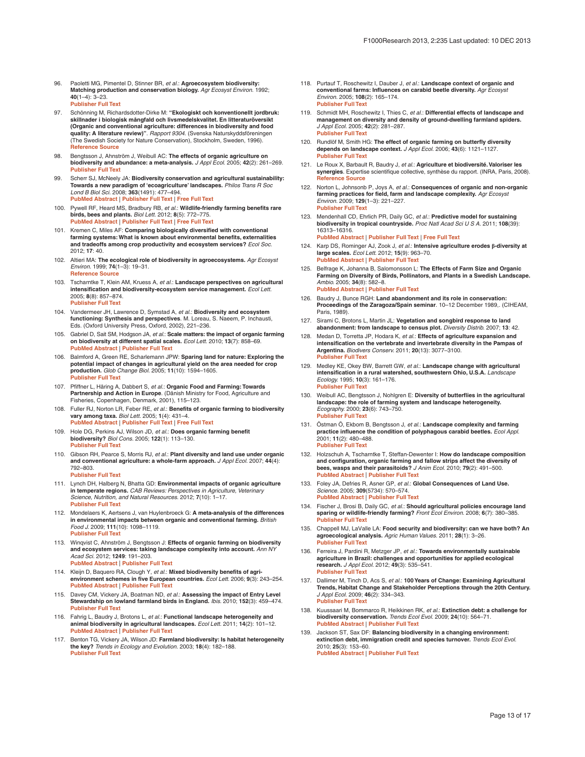96. Paoletti MG, Pimentel D, Stinner BR, *et al.*: **Agroecosystem biodiversity: Matching production and conservation biology.** *Agr Ecosyst Environ.* 1992; **40**(1–4): 3–23.
**Publisher Full Text**

97. Schönning M, Richardsdotter-Dirke M: **"Ekologiskt och konventionellt jordbruk: skillnader i biologisk mångfald och livsmedelskvalitet. En litteraturöversikt (Organic and conventional agriculture: differences in biodiversity and food quality: A literature review)".** *Rapport 9304.* (Svenska Naturskyddsföreningen (The Swedish Society for Nature Conservation), Stockholm, Sweden, 1996).
**Reference Source**

98. Bengtsson J, Ahnström J, Weibull AC: **The effects of organic agriculture on biodiversity and abundance: a meta-analysis.** *J Appl Ecol.* 2005; **42**(2): 261–269.
**Publisher Full Text**

99. Scherr SJ, McNeely JA: **Biodiversity conservation and agricultural sustainability: Towards a new paradigm of 'ecoagriculture' landscapes.** *Philos Trans R Soc Lond B Biol Sci.* 2008; **363**(1491): 477–494.
**PubMed Abstract** | **Publisher Full Text** | **Free Full Text**

100. Pywell RF, Heard MS, Bradbury RB, *et al.*: **Wildlife-friendly farming benefits rare birds, bees and plants.** *Biol Lett.* 2012; **8**(5): 772–775.
**PubMed Abstract** | **Publisher Full Text** | **Free Full Text**

101. Kremen C, Miles AF: **Comparing biologically diversified with conventional farming systems: What is known about environmental benefits, externalities and tradeoffs among crop productivity and ecosystem services?** *Ecol Soc.* 2012; **17**: 40.

102. Altieri MA: **The ecological role of biodiversity in agroecosystems.** *Agr Ecosyst Environ.* 1999; **74**(1–3): 19–31.
**Reference Source**

103. Tscharntke T, Klein AM, Kruess A, *et al.*: **Landscape perspectives on agricultural intensification and biodiversity-ecosystem service management.** *Ecol Lett.* 2005; **8**(8): 857–874.
**Publisher Full Text**

104. Vandermeer JH, Lawrence D, Symstad A, *et al.*: **Biodiversity and ecosystem functioning: Synthesis and perspectives**. M. Loreau, S. Naeem, P. Inchausti, Eds. (Oxford University Press, Oxford, 2002), 221–236.

105. Gabriel D, Sait SM, Hodgson JA, *et al.*: **Scale matters: the impact of organic farming on biodiversity at different spatial scales.** *Ecol Lett.* 2010; **13**(7): 858–69.
**PubMed Abstract** | **Publisher Full Text**

106. Balmford A, Green RE, Scharlemann JPW: **Sparing land for nature: Exploring the potential impact of changes in agricultural yield on the area needed for crop production.** *Glob Change Biol.* 2005; **11**(10): 1594–1605.
**Publisher Full Text**

107. Pfiffner L, Häring A, Dabbert S, *et al.*: **Organic Food and Farming: Towards Partnership and Action in Europe**. (Danish Ministry for Food, Agriculture and Fisheries, Copenhagen, Denmark, 2001), 115–123.

108. Fuller RJ, Norton LR, Feber RE, *et al.*: **Benefits of organic farming to biodiversity vary among taxa.** *Biol Lett.* 2005; **1**(4): 431–4.
**PubMed Abstract** | **Publisher Full Text** | **Free Full Text**

109. Hole DG, Perkins AJ, Wilson JD, *et al.*: **Does organic farming benefit biodiversity?** *Biol Cons.* 2005; **122**(1): 113–130.
**Publisher Full Text**

110. Gibson RH, Pearce S, Morris RJ, *et al.*: **Plant diversity and land use under organic and conventional agriculture: a whole-farm approach.** *J Appl Ecol.* 2007; **44**(4): 792–803.
**Publisher Full Text**

111. Lynch DH, Halberg N, Bhatta GD: **Environmental impacts of organic agriculture in temperate regions.** *CAB Reviews: Perspectives in Agriculture, Veterinary Science, Nutrition, and Natural Resources.* 2012; **7**(10): 1–17.
**Publisher Full Text**

112. Mondelaers K, Aertsens J, van Huylenbroeck G: **A meta-analysis of the differences in environmental impacts between organic and conventional farming.** *British Food J.* 2009; **111**(10): 1098–1119.
**Publisher Full Text**

113. Winqvist C, Ahnström J, Bengtsson J: **Effects of organic farming on biodiversity and ecosystem services: taking landscape complexity into account.** *Ann NY Acad Sci.* 2012; **1249**: 191–203.
**PubMed Abstract** | **Publisher Full Text**

114. Kleijn D, Baquero RA, Clough Y, *et al.*: **Mixed biodiversity benefits of agri-environment schemes in five European countries.** *Ecol Lett.* 2006; **9**(3): 243–254.
**PubMed Abstract** | **Publisher Full Text**

115. Davey CM, Vickery JA, Boatman ND, *et al.*: **Assessing the impact of Entry Level Stewardship on lowland farmland birds in England.** *Ibis.* 2010; **152**(3): 459–474.
**Publisher Full Text**

116. Fahrig L, Baudry J, Brotons L, *et al.*: **Functional landscape heterogeneity and animal biodiversity in agricultural landscapes.** *Ecol Lett.* 2011; **14**(2): 101–12.
**PubMed Abstract** | **Publisher Full Text**

117. Benton TG, Vickery JA, Wilson JD: **Farmland biodiversity: Is habitat heterogeneity the key?** *Trends in Ecology and Evolution.* 2003; **18**(4): 182–188.
**Publisher Full Text**

118. Purtauf T, Roschewitz I, Dauber J, *et al.*: **Landscape context of organic and conventional farms: Influences on carabid beetle diversity.** *Agr Ecosyst Environ.* 2005; **108**(2): 165–174.
**Publisher Full Text**

119. Schmidt MH, Roschewitz I, Thies C, *et al.*: **Differential effects of landscape and management on diversity and density of ground-dwelling farmland spiders.** *J Appl Ecol.* 2005; **42**(2): 281–287.
**Publisher Full Text**

120. Rundlöf M, Smith HG: **The effect of organic farming on butterfly diversity depends on landscape context.** *J Appl Ecol.* 2006; **43**(6): 1121–1127.
**Publisher Full Text**

121. Le Roux X, Barbault R, Baudry J, *et al.*: **Agriculture et biodiversité. Valoriser les synergies**. Expertise scientifique collective, synthèse du rapport. (INRA, Paris, 2008).
**Reference Source**

122. Norton L, Johnsonb P, Joys A, *et al.*: **Consequences of organic and non-organic farming practices for field, farm and landscape complexity.** *Agr Ecosyst Environ.* 2009; **129**(1–3): 221–227.
**Publisher Full Text**

123. Mendenhall CD, Ehrlich PR, Daily GC, *et al.*: **Predictive model for sustaining biodiversity in tropical countryside.** *Proc Natl Acad Sci U S A.* 2011; **108**(39): 16313–16316.
**PubMed Abstract** | **Publisher Full Text** | **Free Full Text**

124. Karp DS, Rominger AJ, Zook J, *et al.*: **Intensive agriculture erodes β-diversity at large scales.** *Ecol Lett.* 2012; **15**(9): 963–70.
**PubMed Abstract** | **Publisher Full Text**

125. Belfrage K, Johanna B, Salomonsson L: **The Effects of Farm Size and Organic Farming on Diversity of Birds, Pollinators, and Plants in a Swedish Landscape.** *Ambio.* 2005; **34**(8): 582–8.
**PubMed Abstract** | **Publisher Full Text**

126. Baudry J, Bunce RGH: **Land abandonment and its role in conservation: Proceedings of the Zaragoza/Spain seminar**. 10–12 December 1989,. (CIHEAM, Paris, 1989).

127. Sirami C, Brotons L, Martin JL: **Vegetation and songbird response to land abandonment: from landscape to census plot.** *Diversity Distrib.* 2007; **13**: 42.

128. Medan D, Torretta JP, Hodara K, *et al.*: **Effects of agriculture expansion and intensification on the vertebrate and invertebrate diversity in the Pampas of Argentina.** *Biodivers Conserv.* 2011; **20**(13): 3077–3100.
**Publisher Full Text**

129. Medley KE, Okey BW, Barrett GW, *et al.*: **Landscape change with agricultural intensification in a rural watershed, southwestern Ohio, U.S.A.** *Landscape Ecology.* 1995; **10**(3): 161–176.
**Publisher Full Text**

130. Weibull AC, Bengtsson J, Nohlgren E: **Diversity of butterflies in the agricultural landscape: the role of farming system and landscape heterogeneity.** *Ecography.* 2000; **23**(6): 743–750.
**Publisher Full Text**

131. Östman Ö, Ekbom B, Bengtsson J, *et al.*: **Landscape complexity and farming practice influence the condition of polyphagous carabid beetles.** *Ecol Appl.* 2001; **11**(2): 480–488.
**Publisher Full Text**

132. Holzschuh A, Tscharntke T, Steffan-Dewenter I: **How do landscape composition and configuration, organic farming and fallow strips affect the diversity of bees, wasps and their parasitoids?** *J Anim Ecol.* 2010; **79**(2): 491–500.
**PubMed Abstract** | **Publisher Full Text**

133. Foley JA, Defries R, Asner GP, *et al.*: **Global Consequences of Land Use.** *Science.* 2005; **309**(5734): 570–574.
**PubMed Abstract** | **Publisher Full Text**

134. Fischer J, Brosi B, Daily GC, *et al.*: **Should agricultural policies encourage land sparing or wildlife-friendly farming?** *Front Ecol Environ.* 2008; **6**(7): 380–385.
**Publisher Full Text**

135. Chappell MJ, LaValle LA: **Food security and biodiversity: can we have both? An agroecological analysis.** *Agric Human Values.* 2011; **28**(1): 3–26.
**Publisher Full Text**

136. Ferreira J, Pardini R, Metzger JP, *et al.*: **Towards environmentally sustainable agriculture in Brazil: challenges and opportunities for applied ecological research.** *J Appl Ecol.* 2012; **49**(3): 535–541.
**Publisher Full Text**

137. Dallimer M, Tinch D, Acs S, *et al.*: **100 Years of Change: Examining Agricultural Trends, Habitat Change and Stakeholder Perceptions through the 20th Century.** *J Appl Ecol.* 2009; **46**(2): 334–343.
**Publisher Full Text**

138. Kuussaari M, Bommarco R, Heikkinen RK, *et al.*: **Extinction debt: a challenge for biodiversity conservation.** *Trends Ecol Evol.* 2009; **24**(10): 564–71.
**PubMed Abstract** | **Publisher Full Text**

139. Jackson ST, Sax DF: **Balancing biodiversity in a changing environment: extinction debt, immigration credit and species turnover.** *Trends Ecol Evol.* 2010; **25**(3): 153–60.
**PubMed Abstract** | **Publisher Full Text**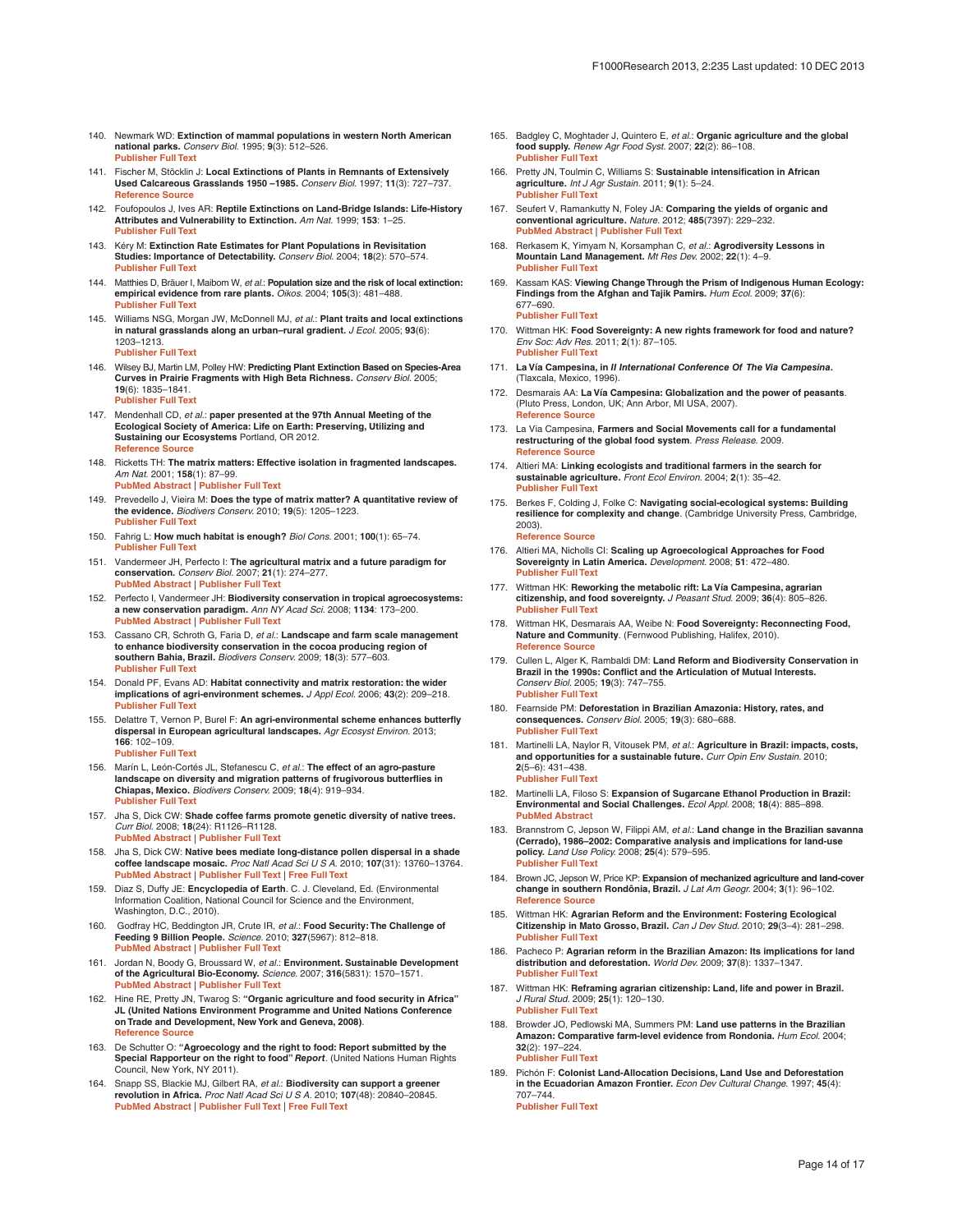140. Newmark WD: **Extinction of mammal populations in western North American national parks.** *Conserv Biol.* 1995; **9**(3): 512–526.
**Publisher Full Text**

141. Fischer M, Stöcklin J: **Local Extinctions of Plants in Remnants of Extensively Used Calcareous Grasslands 1950 –1985.** *Conserv Biol.* 1997; **11**(3): 727–737.
**Reference Source**

142. Foufopoulos J, Ives AR: **Reptile Extinctions on Land-Bridge Islands: Life-History Attributes and Vulnerability to Extinction.** *Am Nat.* 1999; **153**: 1–25.
**Publisher Full Text**

143. Kéry M: **Extinction Rate Estimates for Plant Populations in Revisitation Studies: Importance of Detectability.** *Conserv Biol.* 2004; **18**(2): 570–574.
**Publisher Full Text**

144. Matthies D, Bräuer I, Maibom W, *et al.*: **Population size and the risk of local extinction: empirical evidence from rare plants.** *Oikos.* 2004; **105**(3): 481–488.
**Publisher Full Text**

145. Williams NSG, Morgan JW, McDonnell MJ, *et al.*: **Plant traits and local extinctions in natural grasslands along an urban–rural gradient.** *J Ecol.* 2005; **93**(6): 1203–1213.
**Publisher Full Text**

146. Wilsey BJ, Martin LM, Polley HW: **Predicting Plant Extinction Based on Species-Area Curves in Prairie Fragments with High Beta Richness.** *Conserv Biol.* 2005; **19**(6): 1835–1841.
**Publisher Full Text**

147. Mendenhall CD, *et al.*: **paper presented at the 97th Annual Meeting of the Ecological Society of America: Life on Earth: Preserving, Utilizing and Sustaining our Ecosystems** Portland, OR 2012.
**Reference Source**

148. Ricketts TH: **The matrix matters: Effective isolation in fragmented landscapes.** *Am Nat.* 2001; **158**(1): 87–99.
**PubMed Abstract** | **Publisher Full Text**

149. Prevedello J, Vieira M: **Does the type of matrix matter? A quantitative review of the evidence.** *Biodivers Conserv.* 2010; **19**(5): 1205–1223.
**Publisher Full Text**

150. Fahrig L: **How much habitat is enough?** *Biol Cons.* 2001; **100**(1): 65–74.
**Publisher Full Text**

151. Vandermeer JH, Perfecto I: **The agricultural matrix and a future paradigm for conservation.** *Conserv Biol.* 2007; **21**(1): 274–277.
**PubMed Abstract** | **Publisher Full Text**

152. Perfecto I, Vandermeer JH: **Biodiversity conservation in tropical agroecosystems: a new conservation paradigm.** *Ann NY Acad Sci.* 2008; **1134**: 173–200.
**PubMed Abstract** | **Publisher Full Text**

153. Cassano CR, Schroth G, Faria D, *et al.*: **Landscape and farm scale management to enhance biodiversity conservation in the cocoa producing region of southern Bahia, Brazil.** *Biodivers Conserv.* 2009; **18**(3): 577–603.
**Publisher Full Text**

154. Donald PF, Evans AD: **Habitat connectivity and matrix restoration: the wider implications of agri-environment schemes.** *J Appl Ecol.* 2006; **43**(2): 209–218.
**Publisher Full Text**

155. Delattre T, Vernon P, Burel F: **An agri-environmental scheme enhances butterfly dispersal in European agricultural landscapes.** *Agr Ecosyst Environ.* 2013; **166**: 102–109.
**Publisher Full Text**

156. Marín L, León-Cortés JL, Stefanescu C, *et al.*: **The effect of an agro-pasture landscape on diversity and migration patterns of frugivorous butterflies in Chiapas, Mexico.** *Biodivers Conserv.* 2009; **18**(4): 919–934.
**Publisher Full Text**

157. Jha S, Dick CW: **Shade coffee farms promote genetic diversity of native trees.** *Curr Biol.* 2008; **18**(24): R1126–R1128.
**PubMed Abstract** | **Publisher Full Text**

158. Jha S, Dick CW: **Native bees mediate long-distance pollen dispersal in a shade coffee landscape mosaic.** *Proc Natl Acad Sci U S A.* 2010; **107**(31): 13760–13764.
**PubMed Abstract** | **Publisher Full Text** | **Free Full Text**

159. Diaz S, Duffy JE: **Encyclopedia of Earth**. C. J. Cleveland, Ed. (Environmental Information Coalition, National Council for Science and the Environment, Washington, D.C., 2010).

160. Godfray HC, Beddington JR, Crute IR, *et al.*: **Food Security: The Challenge of Feeding 9 Billion People.** *Science.* 2010; **327**(5967): 812–818.
**PubMed Abstract** | **Publisher Full Text**

161. Jordan N, Boody G, Broussard W, *et al.*: **Environment. Sustainable Development of the Agricultural Bio-Economy.** *Science.* 2007; **316**(5831): 1570–1571.
**PubMed Abstract** | **Publisher Full Text**

162. Hine RE, Pretty JN, Twarog S: **"Organic agriculture and food security in Africa" JL (United Nations Environment Programme and United Nations Conference on Trade and Development, New York and Geneva, 2008)**.
**Reference Source**

163. De Schutter O: **"Agroecology and the right to food: Report submitted by the Special Rapporteur on the right to food"** ***Report***. (United Nations Human Rights Council, New York, NY 2011).

164. Snapp SS, Blackie MJ, Gilbert RA, *et al.*: **Biodiversity can support a greener revolution in Africa.** *Proc Natl Acad Sci U S A.* 2010; **107**(48): 20840–20845.
**PubMed Abstract** | **Publisher Full Text** | **Free Full Text**

165. Badgley C, Moghtader J, Quintero E, *et al.*: **Organic agriculture and the global food supply.** *Renew Agr Food Syst.* 2007; **22**(2): 86–108.
**Publisher Full Text**

166. Pretty JN, Toulmin C, Williams S: **Sustainable intensification in African agriculture.** *Int J Agr Sustain.* 2011; **9**(1): 5–24.
**Publisher Full Text**

167. Seufert V, Ramankutty N, Foley JA: **Comparing the yields of organic and conventional agriculture.** *Nature.* 2012; **485**(7397): 229–232.
**PubMed Abstract** | **Publisher Full Text**

168. Rerkasem K, Yimyam N, Korsamphan C, *et al.*: **Agrodiversity Lessons in Mountain Land Management.** *Mt Res Dev.* 2002; **22**(1): 4–9.
**Publisher Full Text**

169. Kassam KAS: **Viewing Change Through the Prism of Indigenous Human Ecology: Findings from the Afghan and Tajik Pamirs.** *Hum Ecol.* 2009; **37**(6): 677–690.
**Publisher Full Text**

170. Wittman HK: **Food Sovereignty: A new rights framework for food and nature?** *Env Soc: Adv Res.* 2011; **2**(1): 87–105.
**Publisher Full Text**

171. **La Vía Campesina, in *II International Conference Of The Via Campesina*.** (Tlaxcala, Mexico, 1996).

172. Desmarais AA: **La Vía Campesina: Globalization and the power of peasants**. (Pluto Press, London, UK; Ann Arbor, MI USA, 2007).
**Reference Source**

173. La Via Campesina, **Farmers and Social Movements call for a fundamental restructuring of the global food system**. *Press Release.* 2009.
**Reference Source**

174. Altieri MA: **Linking ecologists and traditional farmers in the search for sustainable agriculture.** *Front Ecol Environ.* 2004; **2**(1): 35–42.
**Publisher Full Text**

175. Berkes F, Colding J, Folke C: **Navigating social-ecological systems: Building resilience for complexity and change**. (Cambridge University Press, Cambridge, 2003).
**Reference Source**

176. Altieri MA, Nicholls CI: **Scaling up Agroecological Approaches for Food Sovereignty in Latin America.** *Development.* 2008; **51**: 472–480.
**Publisher Full Text**

177. Wittman HK: **Reworking the metabolic rift: La Vía Campesina, agrarian citizenship, and food sovereignty.** *J Peasant Stud.* 2009; **36**(4): 805–826.
**Publisher Full Text**

178. Wittman HK, Desmarais AA, Weibe N: **Food Sovereignty: Reconnecting Food, Nature and Community**. (Fernwood Publishing, Halifex, 2010).
**Reference Source**

179. Cullen L, Alger K, Rambaldi DM: **Land Reform and Biodiversity Conservation in Brazil in the 1990s: Conflict and the Articulation of Mutual Interests.** *Conserv Biol.* 2005; **19**(3): 747–755.
**Publisher Full Text**

180. Fearnside PM: **Deforestation in Brazilian Amazonia: History, rates, and consequences.** *Conserv Biol.* 2005; **19**(3): 680–688.
**Publisher Full Text**

181. Martinelli LA, Naylor R, Vitousek PM, *et al.*: **Agriculture in Brazil: impacts, costs, and opportunities for a sustainable future.** *Curr Opin Env Sustain.* 2010; **2**(5–6): 431–438.
**Publisher Full Text**

182. Martinelli LA, Filoso S: **Expansion of Sugarcane Ethanol Production in Brazil: Environmental and Social Challenges.** *Ecol Appl.* 2008; **18**(4): 885–898.
**PubMed Abstract**

183. Brannstrom C, Jepson W, Filippi AM, *et al.*: **Land change in the Brazilian savanna (Cerrado), 1986–2002: Comparative analysis and implications for land-use policy.** *Land Use Policy.* 2008; **25**(4): 579–595.
**Publisher Full Text**

184. Brown JC, Jepson W, Price KP: **Expansion of mechanized agriculture and land-cover change in southern Rondônia, Brazil.** *J Lat Am Geogr.* 2004; **3**(1): 96–102.
**Reference Source**

185. Wittman HK: **Agrarian Reform and the Environment: Fostering Ecological Citizenship in Mato Grosso, Brazil.** *Can J Dev Stud.* 2010; **29**(3–4): 281–298.
**Publisher Full Text**

186. Pacheco P: **Agrarian reform in the Brazilian Amazon: Its implications for land distribution and deforestation.** *World Dev.* 2009; **37**(8): 1337–1347.
**Publisher Full Text**

187. Wittman HK: **Reframing agrarian citizenship: Land, life and power in Brazil.** *J Rural Stud.* 2009; **25**(1): 120–130.
**Publisher Full Text**

188. Browder JO, Pedlowski MA, Summers PM: **Land use patterns in the Brazilian Amazon: Comparative farm-level evidence from Rondonia.** *Hum Ecol.* 2004; **32**(2): 197–224.
**Publisher Full Text**

189. Pichón F: **Colonist Land-Allocation Decisions, Land Use and Deforestation in the Ecuadorian Amazon Frontier.** *Econ Dev Cultural Change.* 1997; **45**(4): 707–744.
**Publisher Full Text**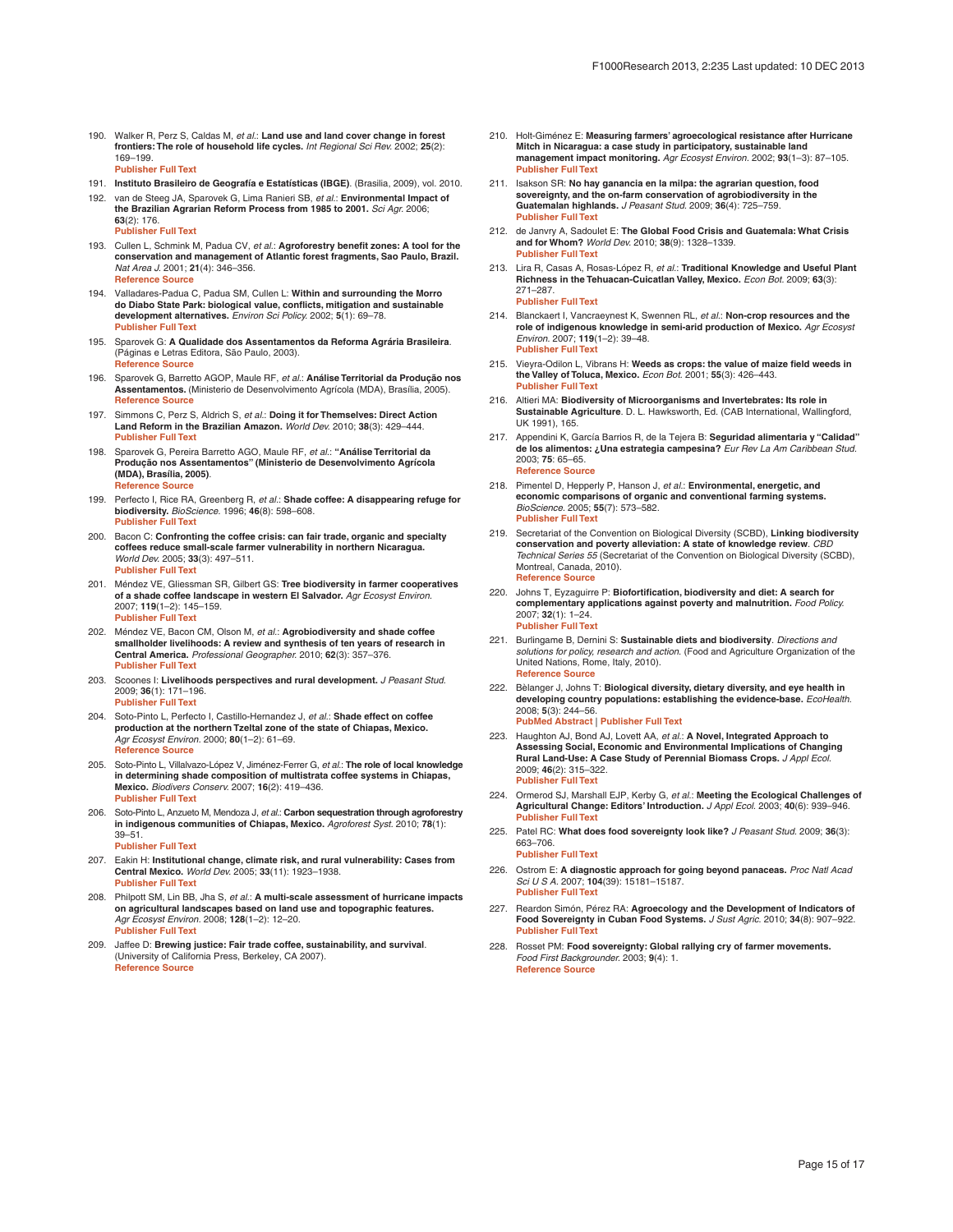190. Walker R, Perz S, Caldas M, *et al.*: **Land use and land cover change in forest frontiers: The role of household life cycles.** *Int Regional Sci Rev.* 2002; **25**(2): 169–199.
**Publisher Full Text**

191. **Instituto Brasileiro de Geografía e Estatísticas (IBGE)**. (Brasilia, 2009), vol. 2010.

192. van de Steeg JA, Sparovek G, Lima Ranieri SB, *et al.*: **Environmental Impact of the Brazilian Agrarian Reform Process from 1985 to 2001.** *Sci Agr.* 2006; **63**(2): 176.
**Publisher Full Text**

193. Cullen L, Schmink M, Padua CV, *et al.*: **Agroforestry benefit zones: A tool for the conservation and management of Atlantic forest fragments, Sao Paulo, Brazil.** *Nat Area J.* 2001; **21**(4): 346–356.
**Reference Source**

194. Valladares-Padua C, Padua SM, Cullen L: **Within and surrounding the Morro do Diabo State Park: biological value, conflicts, mitigation and sustainable development alternatives.** *Environ Sci Policy.* 2002; **5**(1): 69–78.
**Publisher Full Text**

195. Sparovek G: **A Qualidade dos Assentamentos da Reforma Agrária Brasileira**. (Páginas e Letras Editora, São Paulo, 2003).
**Reference Source**

196. Sparovek G, Barretto AGOP, Maule RF, *et al.*: **Análise Territorial da Produção nos Assentamentos.** (Ministerio de Desenvolvimento Agrícola (MDA), Brasília, 2005).
**Reference Source**

197. Simmons C, Perz S, Aldrich S, *et al.*: **Doing it for Themselves: Direct Action Land Reform in the Brazilian Amazon.** *World Dev.* 2010; **38**(3): 429–444.
**Publisher Full Text**

198. Sparovek G, Pereira Barretto AGO, Maule RF, *et al.*: **"Análise Territorial da Produção nos Assentamentos" (Ministerio de Desenvolvimento Agrícola (MDA), Brasília, 2005)**.
**Reference Source**

199. Perfecto I, Rice RA, Greenberg R, *et al.*: **Shade coffee: A disappearing refuge for biodiversity.** *BioScience.* 1996; **46**(8): 598–608.
**Publisher Full Text**

200. Bacon C: **Confronting the coffee crisis: can fair trade, organic and specialty coffees reduce small-scale farmer vulnerability in northern Nicaragua.** *World Dev.* 2005; **33**(3): 497–511.
**Publisher Full Text**

201. Méndez VE, Gliessman SR, Gilbert GS: **Tree biodiversity in farmer cooperatives of a shade coffee landscape in western El Salvador.** *Agr Ecosyst Environ.* 2007; **119**(1–2): 145–159.
**Publisher Full Text**

202. Méndez VE, Bacon CM, Olson M, *et al.*: **Agrobiodiversity and shade coffee smallholder livelihoods: A review and synthesis of ten years of research in Central America.** *Professional Geographer.* 2010; **62**(3): 357–376.
**Publisher Full Text**

203. Scoones I: **Livelihoods perspectives and rural development.** *J Peasant Stud.* 2009; **36**(1): 171–196.
**Publisher Full Text**

204. Soto-Pinto L, Perfecto I, Castillo-Hernandez J, *et al.*: **Shade effect on coffee production at the northern Tzeltal zone of the state of Chiapas, Mexico.** *Agr Ecosyst Environ.* 2000; **80**(1–2): 61–69.
**Reference Source**

205. Soto-Pinto L, Villalvazo-López V, Jiménez-Ferrer G, *et al.*: **The role of local knowledge in determining shade composition of multistrata coffee systems in Chiapas, Mexico.** *Biodivers Conserv.* 2007; **16**(2): 419–436.
**Publisher Full Text**

206. Soto-Pinto L, Anzueto M, Mendoza J, *et al.*: **Carbon sequestration through agroforestry in indigenous communities of Chiapas, Mexico.** *Agroforest Syst.* 2010; **78**(1): 39–51.
**Publisher Full Text**

207. Eakin H: **Institutional change, climate risk, and rural vulnerability: Cases from Central Mexico.** *World Dev.* 2005; **33**(11): 1923–1938.
**Publisher Full Text**

208. Philpott SM, Lin BB, Jha S, *et al.*: **A multi-scale assessment of hurricane impacts on agricultural landscapes based on land use and topographic features.** *Agr Ecosyst Environ.* 2008; **128**(1–2): 12–20.
**Publisher Full Text**

209. Jaffee D: **Brewing justice: Fair trade coffee, sustainability, and survival**. (University of California Press, Berkeley, CA 2007).
**Reference Source**

210. Holt-Giménez E: **Measuring farmers' agroecological resistance after Hurricane Mitch in Nicaragua: a case study in participatory, sustainable land management impact monitoring.** *Agr Ecosyst Environ.* 2002; **93**(1–3): 87–105.
**Publisher Full Text**

211. Isakson SR: **No hay ganancia en la milpa: the agrarian question, food sovereignty, and the on-farm conservation of agrobiodiversity in the Guatemalan highlands.** *J Peasant Stud.* 2009; **36**(4): 725–759.
**Publisher Full Text**

212. de Janvry A, Sadoulet E: **The Global Food Crisis and Guatemala: What Crisis and for Whom?** *World Dev.* 2010; **38**(9): 1328–1339.
**Publisher Full Text**

213. Lira R, Casas A, Rosas-López R, *et al.*: **Traditional Knowledge and Useful Plant Richness in the Tehuacan-Cuicatlan Valley, Mexico.** *Econ Bot.* 2009; **63**(3): 271–287.
**Publisher Full Text**

214. Blanckaert I, Vancraeynest K, Swennen RL, *et al.*: **Non-crop resources and the role of indigenous knowledge in semi-arid production of Mexico.** *Agr Ecosyst Environ.* 2007; **119**(1–2): 39–48.
**Publisher Full Text**

215. Vieyra-Odilon L, Vibrans H: **Weeds as crops: the value of maize field weeds in the Valley of Toluca, Mexico.** *Econ Bot.* 2001; **55**(3): 426–443.
**Publisher Full Text**

216. Altieri MA: **Biodiversity of Microorganisms and Invertebrates: Its role in Sustainable Agriculture**. D. L. Hawksworth, Ed. (CAB International, Wallingford, UK 1991), 165.

217. Appendini K, García Barrios R, de la Tejera B: **Seguridad alimentaria y "Calidad" de los alimentos: ¿Una estrategia campesina?** *Eur Rev La Am Caribbean Stud.* 2003; **75**: 65–65.
**Reference Source**

218. Pimentel D, Hepperly P, Hanson J, *et al.*: **Environmental, energetic, and economic comparisons of organic and conventional farming systems.** *BioScience.* 2005; **55**(7): 573–582.
**Publisher Full Text**

219. Secretariat of the Convention on Biological Diversity (SCBD), **Linking biodiversity conservation and poverty alleviation: A state of knowledge review**. *CBD Technical Series 55* (Secretariat of the Convention on Biological Diversity (SCBD), Montreal, Canada, 2010).
**Reference Source**

220. Johns T, Eyzaguirre P: **Biofortification, biodiversity and diet: A search for complementary applications against poverty and malnutrition.** *Food Policy.* 2007; **32**(1): 1–24.
**Publisher Full Text**

221. Burlingame B, Dernini S: **Sustainable diets and biodiversity**. *Directions and solutions for policy, research and action.* (Food and Agriculture Organization of the United Nations, Rome, Italy, 2010).
**Reference Source**

222. Bèlanger J, Johns T: **Biological diversity, dietary diversity, and eye health in developing country populations: establishing the evidence-base.** *EcoHealth.* 2008; **5**(3): 244–56.
**PubMed Abstract** | **Publisher Full Text**

223. Haughton AJ, Bond AJ, Lovett AA, *et al.*: **A Novel, Integrated Approach to Assessing Social, Economic and Environmental Implications of Changing Rural Land-Use: A Case Study of Perennial Biomass Crops.** *J Appl Ecol.* 2009; **46**(2): 315–322.
**Publisher Full Text**

224. Ormerod SJ, Marshall EJP, Kerby G, *et al.*: **Meeting the Ecological Challenges of Agricultural Change: Editors' Introduction.** *J Appl Ecol.* 2003; **40**(6): 939–946.
**Publisher Full Text**

225. Patel RC: **What does food sovereignty look like?** *J Peasant Stud.* 2009; **36**(3): 663–706.
**Publisher Full Text**

226. Ostrom E: **A diagnostic approach for going beyond panaceas.** *Proc Natl Acad Sci U S A.* 2007; **104**(39): 15181–15187.
**Publisher Full Text**

227. Reardon Simón, Pérez RA: **Agroecology and the Development of Indicators of Food Sovereignty in Cuban Food Systems.** *J Sust Agric.* 2010; **34**(8): 907–922.
**Publisher Full Text**

228. Rosset PM: **Food sovereignty: Global rallying cry of farmer movements.** *Food First Backgrounder.* 2003; **9**(4): 1.
**Reference Source**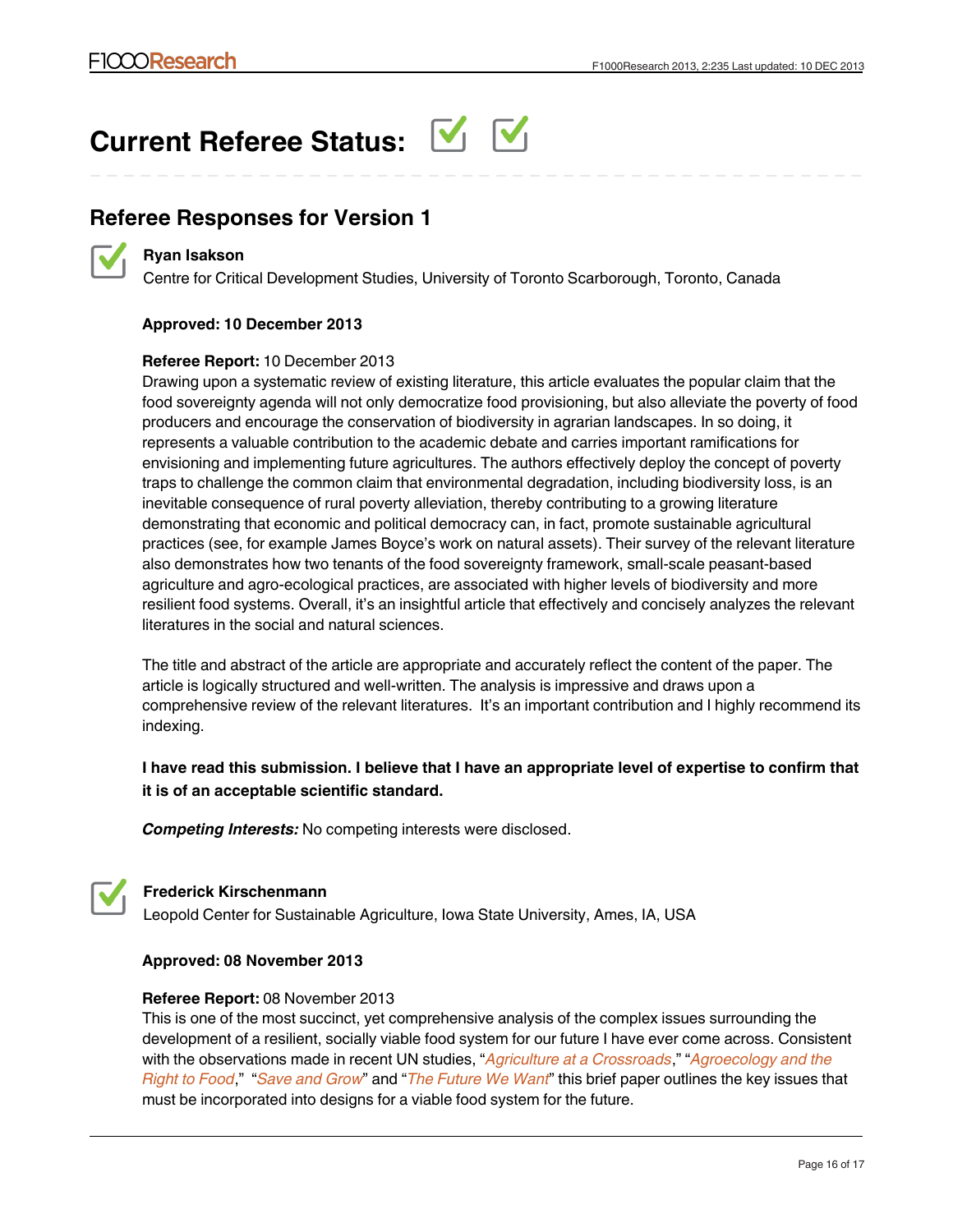## Current Referee Status:

## Referee Responses for Version 1

**Ryan Isakson**
Centre for Critical Development Studies, University of Toronto Scarborough, Toronto, Canada

**Approved: 10 December 2013**

**Referee Report:** 10 December 2013

Drawing upon a systematic review of existing literature, this article evaluates the popular claim that the food sovereignty agenda will not only democratize food provisioning, but also alleviate the poverty of food producers and encourage the conservation of biodiversity in agrarian landscapes. In so doing, it represents a valuable contribution to the academic debate and carries important ramifications for envisioning and implementing future agricultures. The authors effectively deploy the concept of poverty traps to challenge the common claim that environmental degradation, including biodiversity loss, is an inevitable consequence of rural poverty alleviation, thereby contributing to a growing literature demonstrating that economic and political democracy can, in fact, promote sustainable agricultural practices (see, for example James Boyce's work on natural assets). Their survey of the relevant literature also demonstrates how two tenants of the food sovereignty framework, small-scale peasant-based agriculture and agro-ecological practices, are associated with higher levels of biodiversity and more resilient food systems. Overall, it's an insightful article that effectively and concisely analyzes the relevant literatures in the social and natural sciences.

The title and abstract of the article are appropriate and accurately reflect the content of the paper. The article is logically structured and well-written. The analysis is impressive and draws upon a comprehensive review of the relevant literatures. It's an important contribution and I highly recommend its indexing.

**I have read this submission. I believe that I have an appropriate level of expertise to confirm that it is of an acceptable scientific standard.**

***Competing Interests:*** No competing interests were disclosed.

**Frederick Kirschenmann**
Leopold Center for Sustainable Agriculture, Iowa State University, Ames, IA, USA

**Approved: 08 November 2013**

**Referee Report:** 08 November 2013

This is one of the most succinct, yet comprehensive analysis of the complex issues surrounding the development of a resilient, socially viable food system for our future I have ever come across. Consistent with the observations made in recent UN studies, "*Agriculture at a Crossroads*," "*Agroecology and the Right to Food*," "*Save and Grow*" and "*The Future We Want*" this brief paper outlines the key issues that must be incorporated into designs for a viable food system for the future.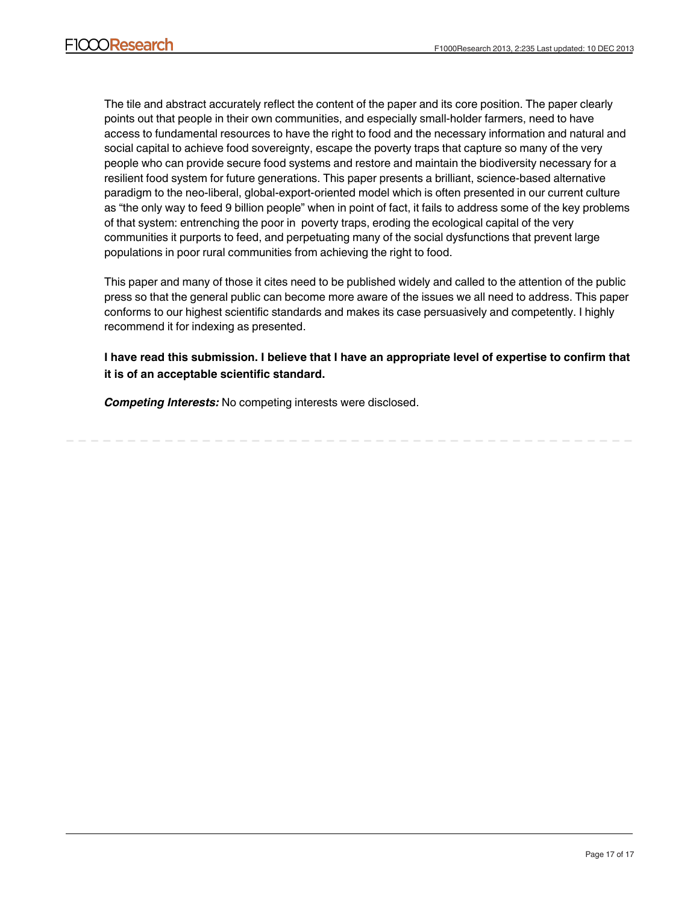The tile and abstract accurately reflect the content of the paper and its core position. The paper clearly points out that people in their own communities, and especially small-holder farmers, need to have access to fundamental resources to have the right to food and the necessary information and natural and social capital to achieve food sovereignty, escape the poverty traps that capture so many of the very people who can provide secure food systems and restore and maintain the biodiversity necessary for a resilient food system for future generations. This paper presents a brilliant, science-based alternative paradigm to the neo-liberal, global-export-oriented model which is often presented in our current culture as "the only way to feed 9 billion people" when in point of fact, it fails to address some of the key problems of that system: entrenching the poor in poverty traps, eroding the ecological capital of the very communities it purports to feed, and perpetuating many of the social dysfunctions that prevent large populations in poor rural communities from achieving the right to food.

This paper and many of those it cites need to be published widely and called to the attention of the public press so that the general public can become more aware of the issues we all need to address. This paper conforms to our highest scientific standards and makes its case persuasively and competently. I highly recommend it for indexing as presented.

**I have read this submission. I believe that I have an appropriate level of expertise to confirm that it is of an acceptable scientific standard.**

***Competing Interests:*** No competing interests were disclosed.